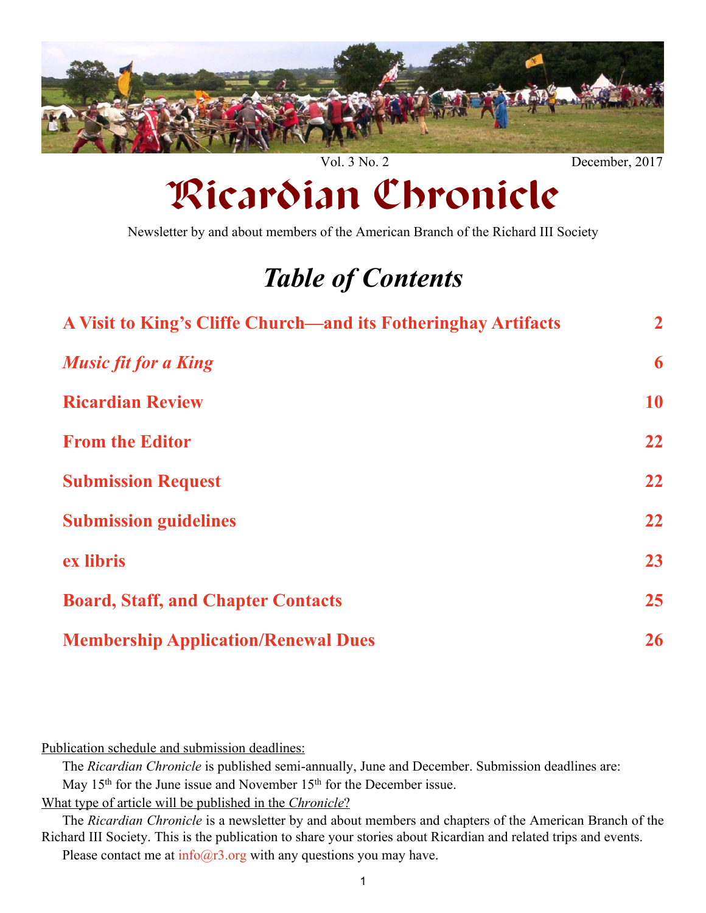Vol. 3 No. 2 December, 2017

# Ricardian Chronicle

Newsletter by and about members of the American Branch of the Richard III Society

## *Table of Contents*

| | |
|---|---|
| **A Visit to King's Cliffe Church—and its Fotheringhay Artifacts** | **2** |
| ***Music fit for a King*** | **6** |
| **Ricardian Review** | **10** |
| **From the Editor** | **22** |
| **Submission Request** | **22** |
| **Submission guidelines** | **22** |
| **ex libris** | **23** |
| **Board, Staff, and Chapter Contacts** | **25** |
| **Membership Application/Renewal Dues** | **26** |

Publication schedule and submission deadlines:

The *Ricardian Chronicle* is published semi-annually, June and December. Submission deadlines are: May 15th for the June issue and November 15th for the December issue.

What type of article will be published in the *Chronicle*?

The *Ricardian Chronicle* is a newsletter by and about members and chapters of the American Branch of the Richard III Society. This is the publication to share your stories about Ricardian and related trips and events.

Please contact me at info@r3.org with any questions you may have.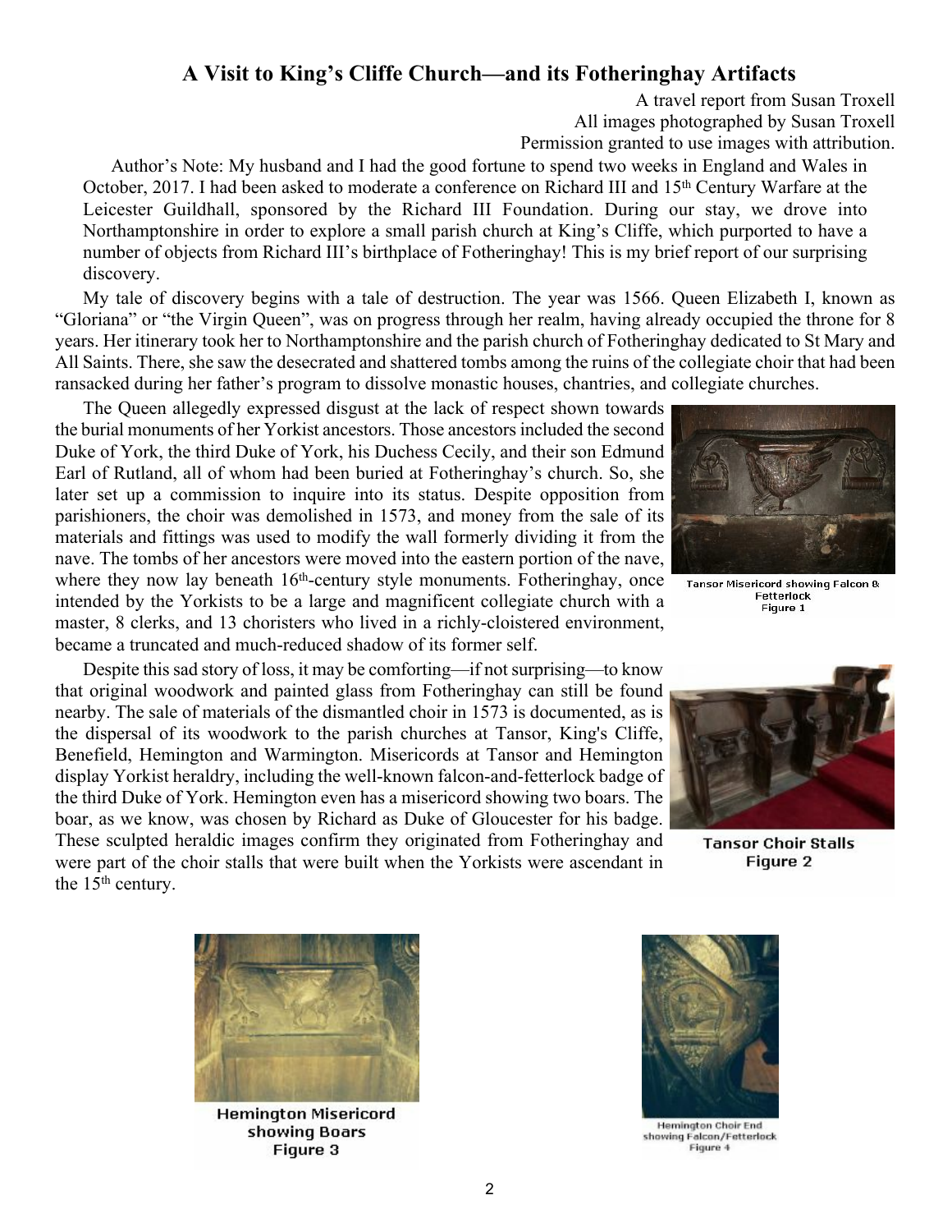# A Visit to King's Cliffe Church—and its Fotheringhay Artifacts

A travel report from Susan Troxell
All images photographed by Susan Troxell
Permission granted to use images with attribution.

Author's Note: My husband and I had the good fortune to spend two weeks in England and Wales in October, 2017. I had been asked to moderate a conference on Richard III and 15th Century Warfare at the Leicester Guildhall, sponsored by the Richard III Foundation. During our stay, we drove into Northamptonshire in order to explore a small parish church at King's Cliffe, which purported to have a number of objects from Richard III's birthplace of Fotheringhay! This is my brief report of our surprising discovery.

My tale of discovery begins with a tale of destruction. The year was 1566. Queen Elizabeth I, known as "Gloriana" or "the Virgin Queen", was on progress through her realm, having already occupied the throne for 8 years. Her itinerary took her to Northamptonshire and the parish church of Fotheringhay dedicated to St Mary and All Saints. There, she saw the desecrated and shattered tombs among the ruins of the collegiate choir that had been ransacked during her father's program to dissolve monastic houses, chantries, and collegiate churches.

The Queen allegedly expressed disgust at the lack of respect shown towards the burial monuments of her Yorkist ancestors. Those ancestors included the second Duke of York, the third Duke of York, his Duchess Cecily, and their son Edmund Earl of Rutland, all of whom had been buried at Fotheringhay's church. So, she later set up a commission to inquire into its status. Despite opposition from parishioners, the choir was demolished in 1573, and money from the sale of its materials and fittings was used to modify the wall formerly dividing it from the nave. The tombs of her ancestors were moved into the eastern portion of the nave, where they now lay beneath 16th-century style monuments. Fotheringhay, once intended by the Yorkists to be a large and magnificent collegiate church with a master, 8 clerks, and 13 choristers who lived in a richly-cloistered environment, became a truncated and much-reduced shadow of its former self.

Tansor Misericord showing Falcon & Fetterlock
Figure 1

Despite this sad story of loss, it may be comforting—if not surprising—to know that original woodwork and painted glass from Fotheringhay can still be found nearby. The sale of materials of the dismantled choir in 1573 is documented, as is the dispersal of its woodwork to the parish churches at Tansor, King's Cliffe, Benefield, Hemington and Warmington. Misericords at Tansor and Hemington display Yorkist heraldry, including the well-known falcon-and-fetterlock badge of the third Duke of York. Hemington even has a misericord showing two boars. The boar, as we know, was chosen by Richard as Duke of Gloucester for his badge. These sculpted heraldic images confirm they originated from Fotheringhay and were part of the choir stalls that were built when the Yorkists were ascendant in the 15th century.

Tansor Choir Stalls
Figure 2

Hemington Misericord showing Boars
Figure 3

Hemington Choir End showing Falcon/Fetterlock
Figure 4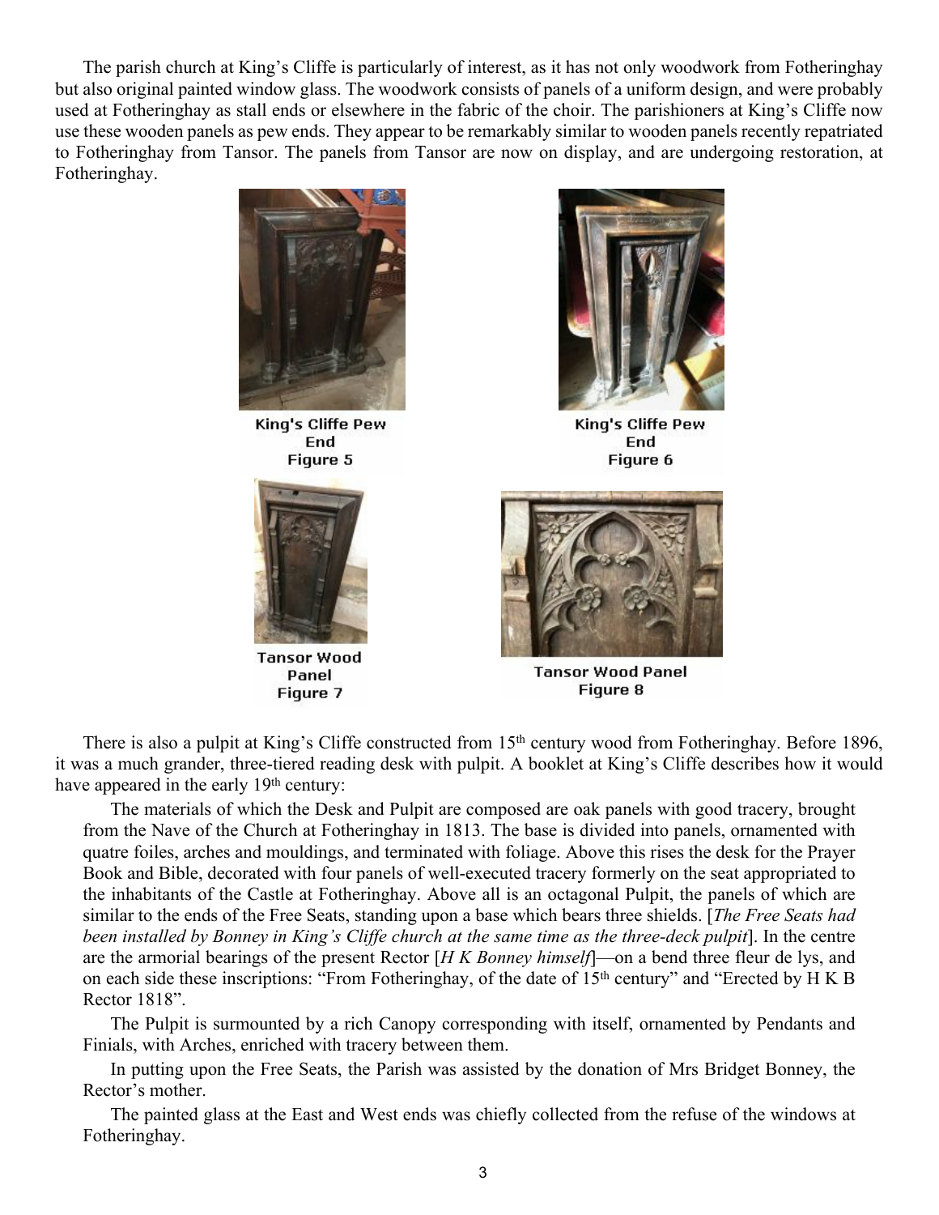The parish church at King's Cliffe is particularly of interest, as it has not only woodwork from Fotheringhay but also original painted window glass. The woodwork consists of panels of a uniform design, and were probably used at Fotheringhay as stall ends or elsewhere in the fabric of the choir. The parishioners at King's Cliffe now use these wooden panels as pew ends. They appear to be remarkably similar to wooden panels recently repatriated to Fotheringhay from Tansor. The panels from Tansor are now on display, and are undergoing restoration, at Fotheringhay.

**King's Cliffe Pew End**
**Figure 5**

**King's Cliffe Pew End**
**Figure 6**

**Tansor Wood Panel**
**Figure 7**

**Tansor Wood Panel**
**Figure 8**

There is also a pulpit at King's Cliffe constructed from 15th century wood from Fotheringhay. Before 1896, it was a much grander, three-tiered reading desk with pulpit. A booklet at King's Cliffe describes how it would have appeared in the early 19th century:

> The materials of which the Desk and Pulpit are composed are oak panels with good tracery, brought from the Nave of the Church at Fotheringhay in 1813. The base is divided into panels, ornamented with quatre foiles, arches and mouldings, and terminated with foliage. Above this rises the desk for the Prayer Book and Bible, decorated with four panels of well-executed tracery formerly on the seat appropriated to the inhabitants of the Castle at Fotheringhay. Above all is an octagonal Pulpit, the panels of which are similar to the ends of the Free Seats, standing upon a base which bears three shields. [*The Free Seats had been installed by Bonney in King's Cliffe church at the same time as the three-deck pulpit*]. In the centre are the armorial bearings of the present Rector [*H K Bonney himself*]—on a bend three fleur de lys, and on each side these inscriptions: "From Fotheringhay, of the date of 15th century" and "Erected by H K B Rector 1818".
>
> The Pulpit is surmounted by a rich Canopy corresponding with itself, ornamented by Pendants and Finials, with Arches, enriched with tracery between them.
>
> In putting upon the Free Seats, the Parish was assisted by the donation of Mrs Bridget Bonney, the Rector's mother.
>
> The painted glass at the East and West ends was chiefly collected from the refuse of the windows at Fotheringhay.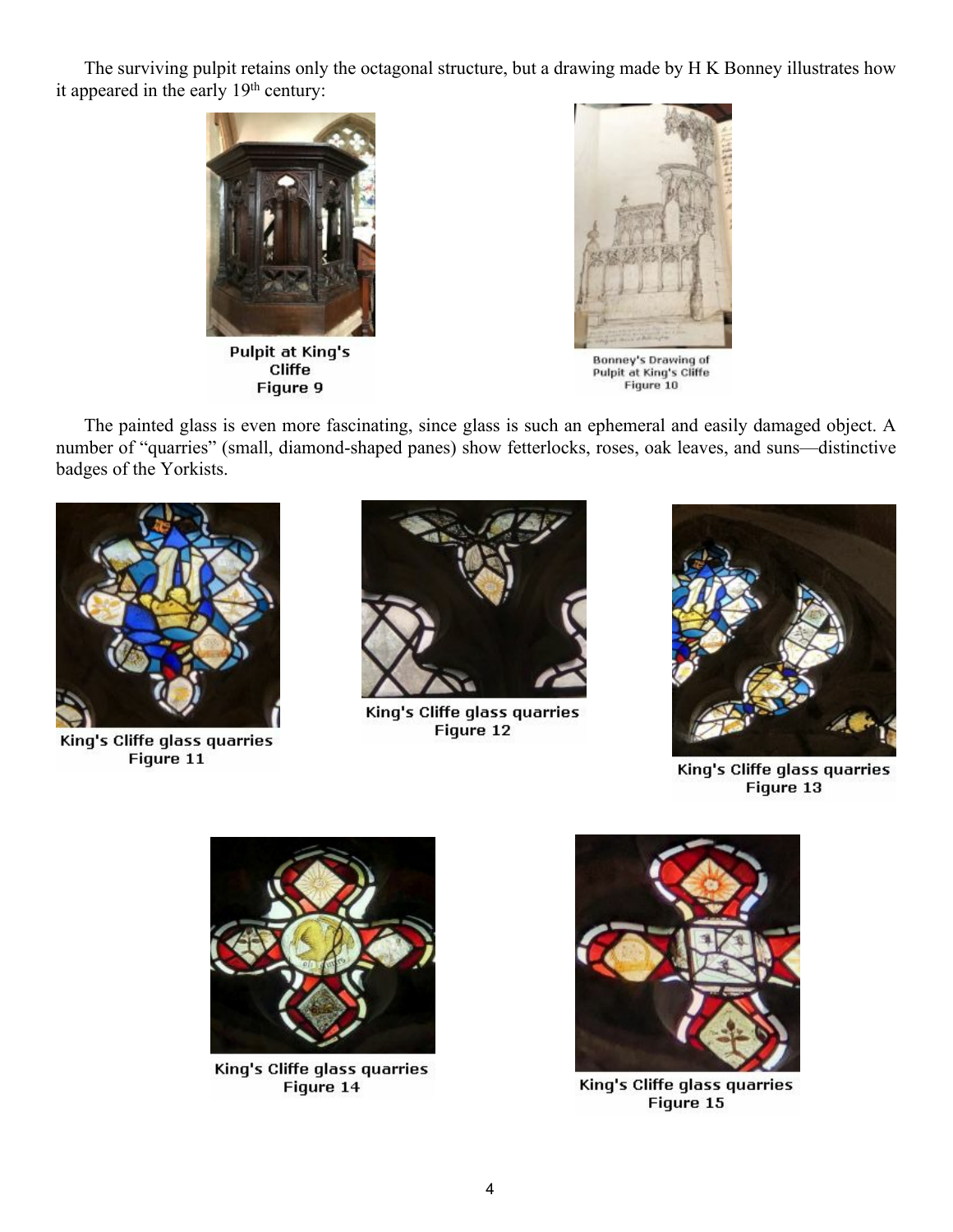The surviving pulpit retains only the octagonal structure, but a drawing made by H K Bonney illustrates how it appeared in the early 19th century:

Pulpit at King's Cliffe
Figure 9

Bonney's Drawing of Pulpit at King's Cliffe
Figure 10

The painted glass is even more fascinating, since glass is such an ephemeral and easily damaged object. A number of "quarries" (small, diamond-shaped panes) show fetterlocks, roses, oak leaves, and suns—distinctive badges of the Yorkists.

King's Cliffe glass quarries
Figure 11

King's Cliffe glass quarries
Figure 12

King's Cliffe glass quarries
Figure 13

King's Cliffe glass quarries
Figure 14

King's Cliffe glass quarries
Figure 15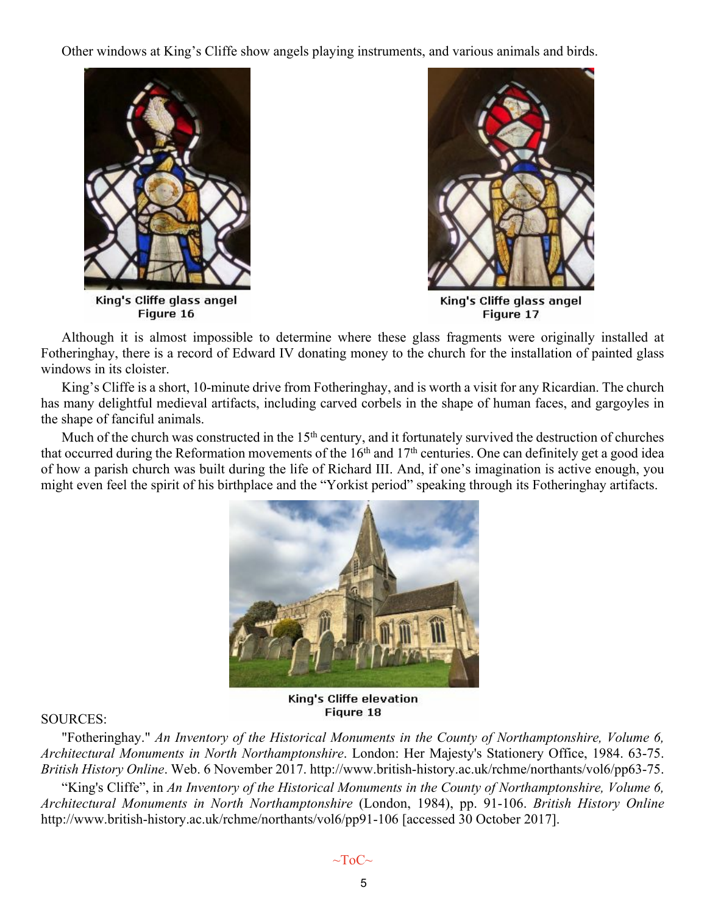Other windows at King's Cliffe show angels playing instruments, and various animals and birds.

King's Cliffe glass angel
Figure 16

King's Cliffe glass angel
Figure 17

Although it is almost impossible to determine where these glass fragments were originally installed at Fotheringhay, there is a record of Edward IV donating money to the church for the installation of painted glass windows in its cloister.

King's Cliffe is a short, 10-minute drive from Fotheringhay, and is worth a visit for any Ricardian. The church has many delightful medieval artifacts, including carved corbels in the shape of human faces, and gargoyles in the shape of fanciful animals.

Much of the church was constructed in the 15th century, and it fortunately survived the destruction of churches that occurred during the Reformation movements of the 16th and 17th centuries. One can definitely get a good idea of how a parish church was built during the life of Richard III. And, if one's imagination is active enough, you might even feel the spirit of his birthplace and the "Yorkist period" speaking through its Fotheringhay artifacts.

King's Cliffe elevation
Figure 18

SOURCES:

"Fotheringhay." *An Inventory of the Historical Monuments in the County of Northamptonshire, Volume 6, Architectural Monuments in North Northamptonshire*. London: Her Majesty's Stationery Office, 1984. 63-75. *British History Online*. Web. 6 November 2017. http://www.british-history.ac.uk/rchme/northants/vol6/pp63-75.

"King's Cliffe", in *An Inventory of the Historical Monuments in the County of Northamptonshire, Volume 6, Architectural Monuments in North Northamptonshire* (London, 1984), pp. 91-106. *British History Online* http://www.british-history.ac.uk/rchme/northants/vol6/pp91-106 [accessed 30 October 2017].

~ToC~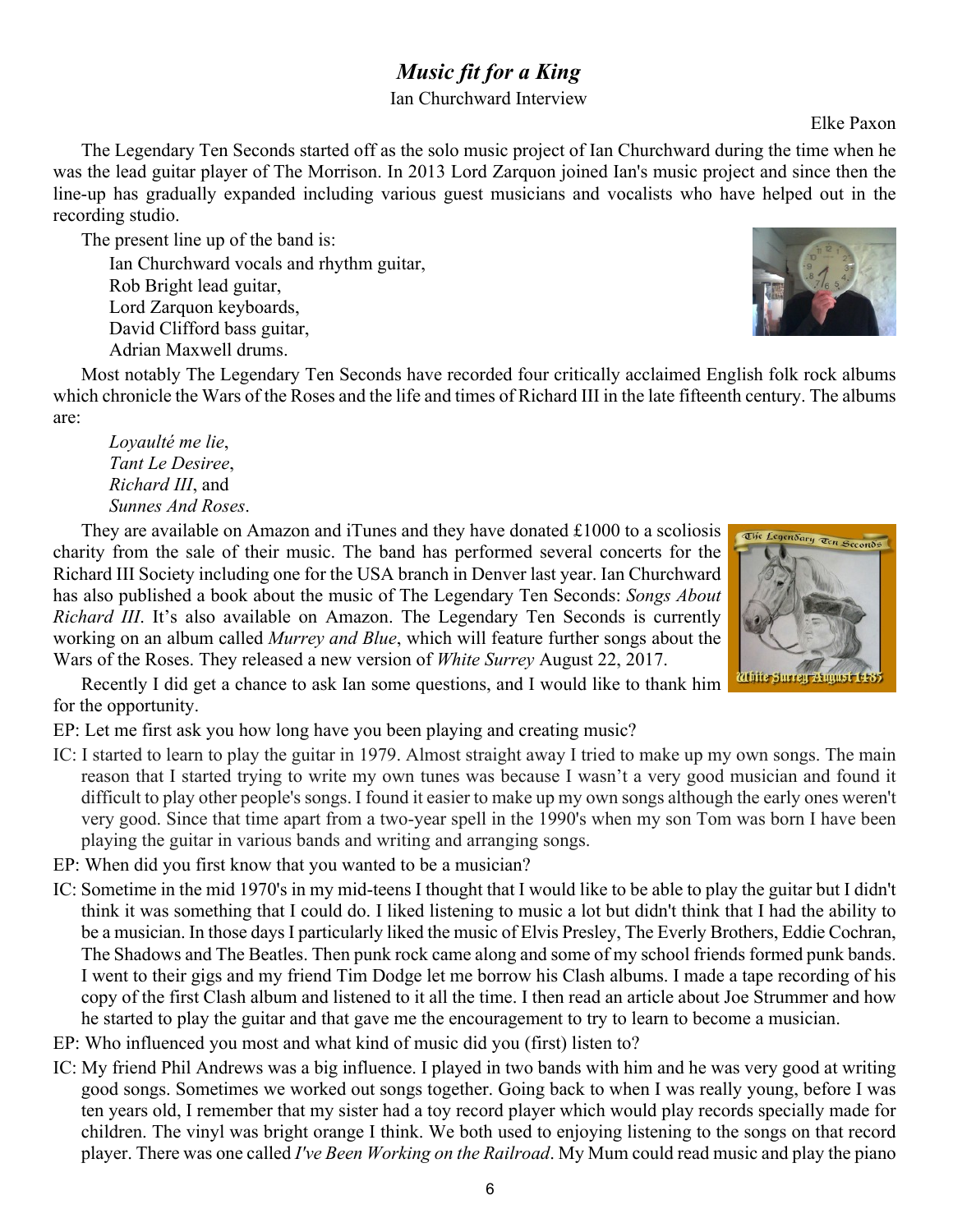# *Music fit for a King*

Ian Churchward Interview

Elke Paxon

The Legendary Ten Seconds started off as the solo music project of Ian Churchward during the time when he was the lead guitar player of The Morrison. In 2013 Lord Zarquon joined Ian's music project and since then the line-up has gradually expanded including various guest musicians and vocalists who have helped out in the recording studio.

The present line up of the band is:

Ian Churchward vocals and rhythm guitar,
Rob Bright lead guitar,
Lord Zarquon keyboards,
David Clifford bass guitar,
Adrian Maxwell drums.

Most notably The Legendary Ten Seconds have recorded four critically acclaimed English folk rock albums which chronicle the Wars of the Roses and the life and times of Richard III in the late fifteenth century. The albums are:

*Loyaulté me lie*,
*Tant Le Desiree*,
*Richard III*, and
*Sunnes And Roses*.

They are available on Amazon and iTunes and they have donated £1000 to a scoliosis charity from the sale of their music. The band has performed several concerts for the Richard III Society including one for the USA branch in Denver last year. Ian Churchward has also published a book about the music of The Legendary Ten Seconds: *Songs About Richard III*. It's also available on Amazon. The Legendary Ten Seconds is currently working on an album called *Murrey and Blue*, which will feature further songs about the Wars of the Roses. They released a new version of *White Surrey* August 22, 2017.

Recently I did get a chance to ask Ian some questions, and I would like to thank him for the opportunity.

EP: Let me first ask you how long have you been playing and creating music?

IC: I started to learn to play the guitar in 1979. Almost straight away I tried to make up my own songs. The main reason that I started trying to write my own tunes was because I wasn't a very good musician and found it difficult to play other people's songs. I found it easier to make up my own songs although the early ones weren't very good. Since that time apart from a two-year spell in the 1990's when my son Tom was born I have been playing the guitar in various bands and writing and arranging songs.

EP: When did you first know that you wanted to be a musician?

IC: Sometime in the mid 1970's in my mid-teens I thought that I would like to be able to play the guitar but I didn't think it was something that I could do. I liked listening to music a lot but didn't think that I had the ability to be a musician. In those days I particularly liked the music of Elvis Presley, The Everly Brothers, Eddie Cochran, The Shadows and The Beatles. Then punk rock came along and some of my school friends formed punk bands. I went to their gigs and my friend Tim Dodge let me borrow his Clash albums. I made a tape recording of his copy of the first Clash album and listened to it all the time. I then read an article about Joe Strummer and how he started to play the guitar and that gave me the encouragement to try to learn to become a musician.

EP: Who influenced you most and what kind of music did you (first) listen to?

IC: My friend Phil Andrews was a big influence. I played in two bands with him and he was very good at writing good songs. Sometimes we worked out songs together. Going back to when I was really young, before I was ten years old, I remember that my sister had a toy record player which would play records specially made for children. The vinyl was bright orange I think. We both used to enjoying listening to the songs on that record player. There was one called *I've Been Working on the Railroad*. My Mum could read music and play the piano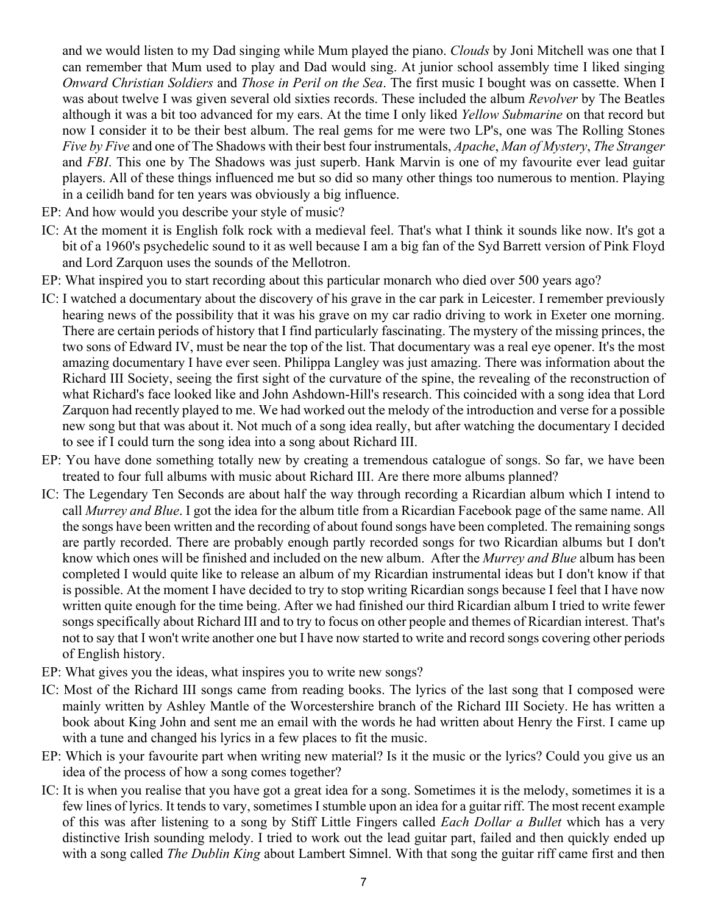and we would listen to my Dad singing while Mum played the piano. *Clouds* by Joni Mitchell was one that I can remember that Mum used to play and Dad would sing. At junior school assembly time I liked singing *Onward Christian Soldiers* and *Those in Peril on the Sea*. The first music I bought was on cassette. When I was about twelve I was given several old sixties records. These included the album *Revolver* by The Beatles although it was a bit too advanced for my ears. At the time I only liked *Yellow Submarine* on that record but now I consider it to be their best album. The real gems for me were two LP's, one was The Rolling Stones *Five by Five* and one of The Shadows with their best four instrumentals, *Apache*, *Man of Mystery*, *The Stranger* and *FBI*. This one by The Shadows was just superb. Hank Marvin is one of my favourite ever lead guitar players. All of these things influenced me but so did so many other things too numerous to mention. Playing in a ceilidh band for ten years was obviously a big influence.

EP: And how would you describe your style of music?

IC: At the moment it is English folk rock with a medieval feel. That's what I think it sounds like now. It's got a bit of a 1960's psychedelic sound to it as well because I am a big fan of the Syd Barrett version of Pink Floyd and Lord Zarquon uses the sounds of the Mellotron.

EP: What inspired you to start recording about this particular monarch who died over 500 years ago?

IC: I watched a documentary about the discovery of his grave in the car park in Leicester. I remember previously hearing news of the possibility that it was his grave on my car radio driving to work in Exeter one morning. There are certain periods of history that I find particularly fascinating. The mystery of the missing princes, the two sons of Edward IV, must be near the top of the list. That documentary was a real eye opener. It's the most amazing documentary I have ever seen. Philippa Langley was just amazing. There was information about the Richard III Society, seeing the first sight of the curvature of the spine, the revealing of the reconstruction of what Richard's face looked like and John Ashdown-Hill's research. This coincided with a song idea that Lord Zarquon had recently played to me. We had worked out the melody of the introduction and verse for a possible new song but that was about it. Not much of a song idea really, but after watching the documentary I decided to see if I could turn the song idea into a song about Richard III.

EP: You have done something totally new by creating a tremendous catalogue of songs. So far, we have been treated to four full albums with music about Richard III. Are there more albums planned?

IC: The Legendary Ten Seconds are about half the way through recording a Ricardian album which I intend to call *Murrey and Blue*. I got the idea for the album title from a Ricardian Facebook page of the same name. All the songs have been written and the recording of about found songs have been completed. The remaining songs are partly recorded. There are probably enough partly recorded songs for two Ricardian albums but I don't know which ones will be finished and included on the new album. After the *Murrey and Blue* album has been completed I would quite like to release an album of my Ricardian instrumental ideas but I don't know if that is possible. At the moment I have decided to try to stop writing Ricardian songs because I feel that I have now written quite enough for the time being. After we had finished our third Ricardian album I tried to write fewer songs specifically about Richard III and to try to focus on other people and themes of Ricardian interest. That's not to say that I won't write another one but I have now started to write and record songs covering other periods of English history.

EP: What gives you the ideas, what inspires you to write new songs?

IC: Most of the Richard III songs came from reading books. The lyrics of the last song that I composed were mainly written by Ashley Mantle of the Worcestershire branch of the Richard III Society. He has written a book about King John and sent me an email with the words he had written about Henry the First. I came up with a tune and changed his lyrics in a few places to fit the music.

EP: Which is your favourite part when writing new material? Is it the music or the lyrics? Could you give us an idea of the process of how a song comes together?

IC: It is when you realise that you have got a great idea for a song. Sometimes it is the melody, sometimes it is a few lines of lyrics. It tends to vary, sometimes I stumble upon an idea for a guitar riff. The most recent example of this was after listening to a song by Stiff Little Fingers called *Each Dollar a Bullet* which has a very distinctive Irish sounding melody. I tried to work out the lead guitar part, failed and then quickly ended up with a song called *The Dublin King* about Lambert Simnel. With that song the guitar riff came first and then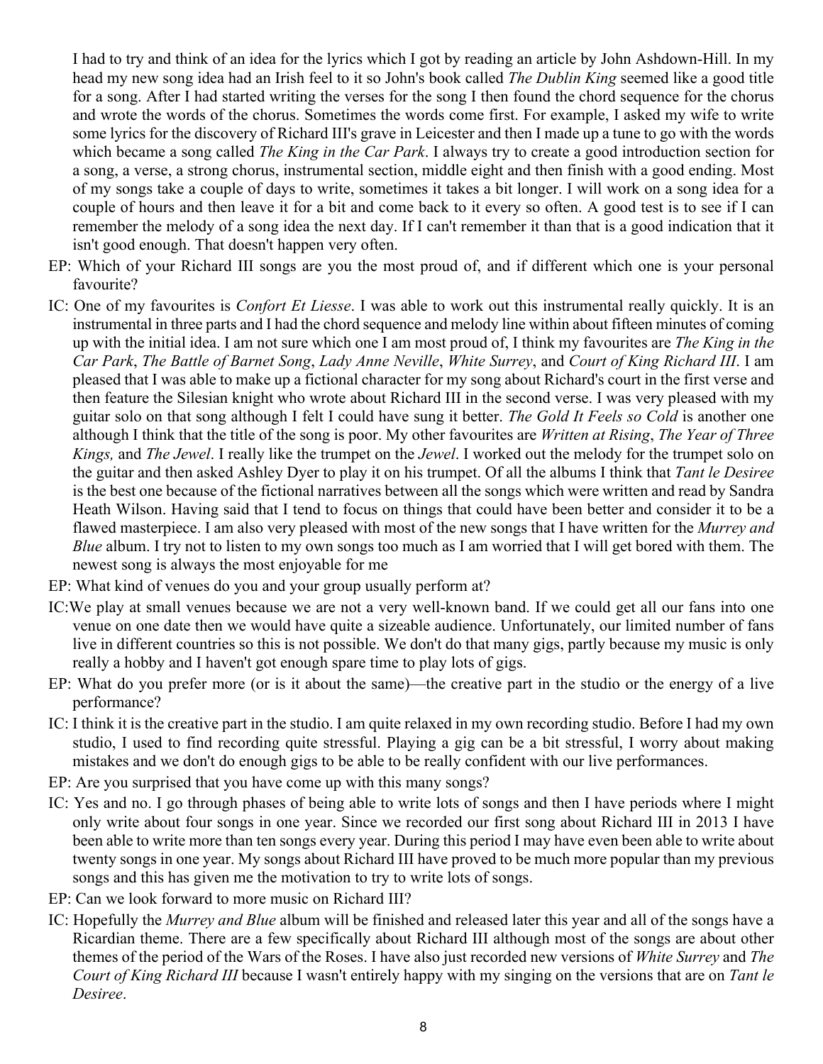I had to try and think of an idea for the lyrics which I got by reading an article by John Ashdown-Hill. In my head my new song idea had an Irish feel to it so John's book called *The Dublin King* seemed like a good title for a song. After I had started writing the verses for the song I then found the chord sequence for the chorus and wrote the words of the chorus. Sometimes the words come first. For example, I asked my wife to write some lyrics for the discovery of Richard III's grave in Leicester and then I made up a tune to go with the words which became a song called *The King in the Car Park*. I always try to create a good introduction section for a song, a verse, a strong chorus, instrumental section, middle eight and then finish with a good ending. Most of my songs take a couple of days to write, sometimes it takes a bit longer. I will work on a song idea for a couple of hours and then leave it for a bit and come back to it every so often. A good test is to see if I can remember the melody of a song idea the next day. If I can't remember it than that is a good indication that it isn't good enough. That doesn't happen very often.

EP: Which of your Richard III songs are you the most proud of, and if different which one is your personal favourite?

IC: One of my favourites is *Confort Et Liesse*. I was able to work out this instrumental really quickly. It is an instrumental in three parts and I had the chord sequence and melody line within about fifteen minutes of coming up with the initial idea. I am not sure which one I am most proud of, I think my favourites are *The King in the Car Park*, *The Battle of Barnet Song*, *Lady Anne Neville*, *White Surrey*, and *Court of King Richard III*. I am pleased that I was able to make up a fictional character for my song about Richard's court in the first verse and then feature the Silesian knight who wrote about Richard III in the second verse. I was very pleased with my guitar solo on that song although I felt I could have sung it better. *The Gold It Feels so Cold* is another one although I think that the title of the song is poor. My other favourites are *Written at Rising*, *The Year of Three Kings,* and *The Jewel*. I really like the trumpet on the *Jewel*. I worked out the melody for the trumpet solo on the guitar and then asked Ashley Dyer to play it on his trumpet. Of all the albums I think that *Tant le Desiree* is the best one because of the fictional narratives between all the songs which were written and read by Sandra Heath Wilson. Having said that I tend to focus on things that could have been better and consider it to be a flawed masterpiece. I am also very pleased with most of the new songs that I have written for the *Murrey and Blue* album. I try not to listen to my own songs too much as I am worried that I will get bored with them. The newest song is always the most enjoyable for me

EP: What kind of venues do you and your group usually perform at?

IC:We play at small venues because we are not a very well-known band. If we could get all our fans into one venue on one date then we would have quite a sizeable audience. Unfortunately, our limited number of fans live in different countries so this is not possible. We don't do that many gigs, partly because my music is only really a hobby and I haven't got enough spare time to play lots of gigs.

EP: What do you prefer more (or is it about the same)—the creative part in the studio or the energy of a live performance?

IC: I think it is the creative part in the studio. I am quite relaxed in my own recording studio. Before I had my own studio, I used to find recording quite stressful. Playing a gig can be a bit stressful, I worry about making mistakes and we don't do enough gigs to be able to be really confident with our live performances.

EP: Are you surprised that you have come up with this many songs?

IC: Yes and no. I go through phases of being able to write lots of songs and then I have periods where I might only write about four songs in one year. Since we recorded our first song about Richard III in 2013 I have been able to write more than ten songs every year. During this period I may have even been able to write about twenty songs in one year. My songs about Richard III have proved to be much more popular than my previous songs and this has given me the motivation to try to write lots of songs.

EP: Can we look forward to more music on Richard III?

IC: Hopefully the *Murrey and Blue* album will be finished and released later this year and all of the songs have a Ricardian theme. There are a few specifically about Richard III although most of the songs are about other themes of the period of the Wars of the Roses. I have also just recorded new versions of *White Surrey* and *The Court of King Richard III* because I wasn't entirely happy with my singing on the versions that are on *Tant le Desiree*.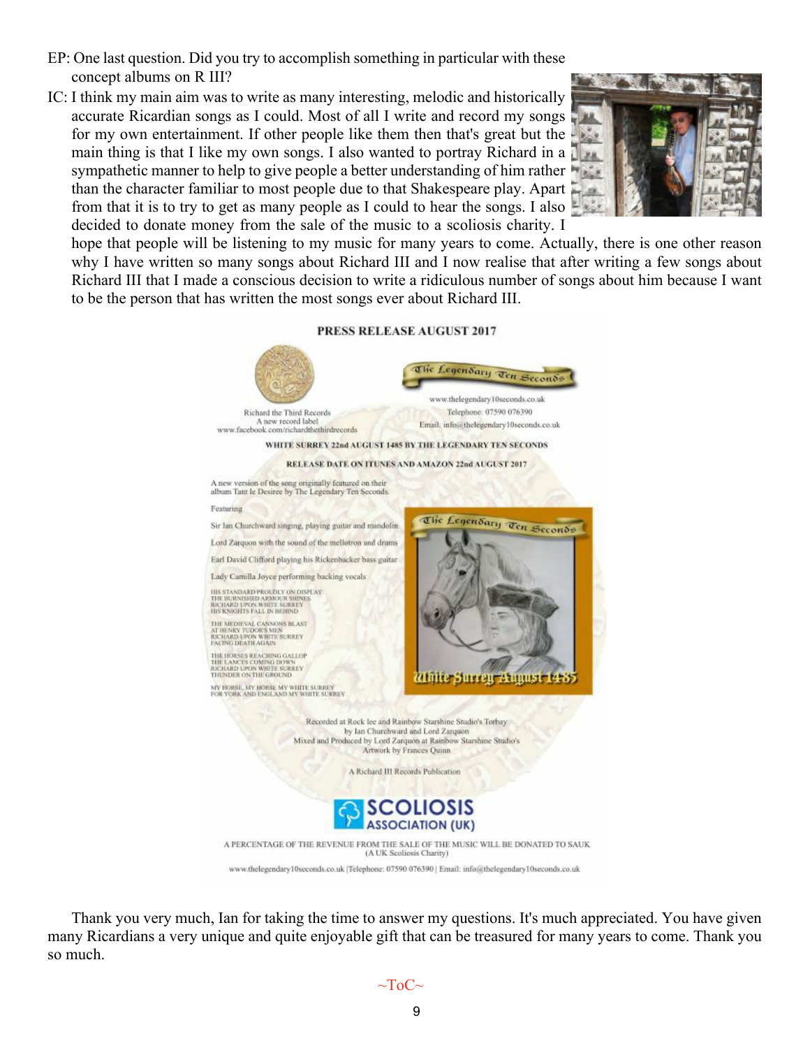EP: One last question. Did you try to accomplish something in particular with these concept albums on R III?

IC: I think my main aim was to write as many interesting, melodic and historically accurate Ricardian songs as I could. Most of all I write and record my songs for my own entertainment. If other people like them then that's great but the main thing is that I like my own songs. I also wanted to portray Richard in a sympathetic manner to help to give people a better understanding of him rather than the character familiar to most people due to that Shakespeare play. Apart from that it is to try to get as many people as I could to hear the songs. I also decided to donate money from the sale of the music to a scoliosis charity. I hope that people will be listening to my music for many years to come. Actually, there is one other reason why I have written so many songs about Richard III and I now realise that after writing a few songs about Richard III that I made a conscious decision to write a ridiculous number of songs about him because I want to be the person that has written the most songs ever about Richard III.

**PRESS RELEASE AUGUST 2017**

Richard the Third Records
A new record label
www.facebook.com/richardthethirdrecords

The Legendary Ten Seconds
www.thelegendary10seconds.co.uk
Telephone: 07590 076390
Email: info@thelegendary10seconds.co.uk

**WHITE SURREY 22nd AUGUST 1485 BY THE LEGENDARY TEN SECONDS**

**RELEASE DATE ON ITUNES AND AMAZON 22nd AUGUST 2017**

A new version of the song originally featured on their album Tant le Desiree by The Legendary Ten Seconds.

Featuring

Sir Ian Churchward singing, playing guitar and mandolin

Lord Zarquon with the sound of the mellotron and drums

Earl David Clifford playing his Rickenbacker bass guitar

Lady Camilla Joyce performing backing vocals

HIS STANDARD PROUDLY ON DISPLAY
THE BURNISHED ARMOUR SHINES
RICHARD UPON WHITE SURREY
HIS KNIGHTS FALL IN BEHIND

THE MEDIEVAL CANNONS BLAST
AT HENRY TUDOR'S MEN
RICHARD UPON WHITE SURREY
FACING DEATH AGAIN

THE HORSES REACHING GALLOP
THE LANCES COMING DOWN
RICHARD UPON WHITE SURREY
THUNDER ON THE GROUND

MY HORSE, MY HORSE MY WHITE SURREY
FOR YORK AND ENGLAND MY WHITE SURREY

The Legendary Ten Seconds — White Surrey August 1485

Recorded at Rock lee and Rainbow Starshine Studio's Torbay
by Ian Churchward and Lord Zarquon
Mixed and Produced by Lord Zarquon at Rainbow Starshine Studio's
Artwork by Frances Quinn

A Richard III Records Publication

SCOLIOSIS ASSOCIATION (UK)

A PERCENTAGE OF THE REVENUE FROM THE SALE OF THE MUSIC WILL BE DONATED TO SAUK
(A UK Scoliosis Charity)

www.thelegendary10seconds.co.uk | Telephone: 07590 076390 | Email: info@thelegendary10seconds.co.uk

Thank you very much, Ian for taking the time to answer my questions. It's much appreciated. You have given many Ricardians a very unique and quite enjoyable gift that can be treasured for many years to come. Thank you so much.

~ToC~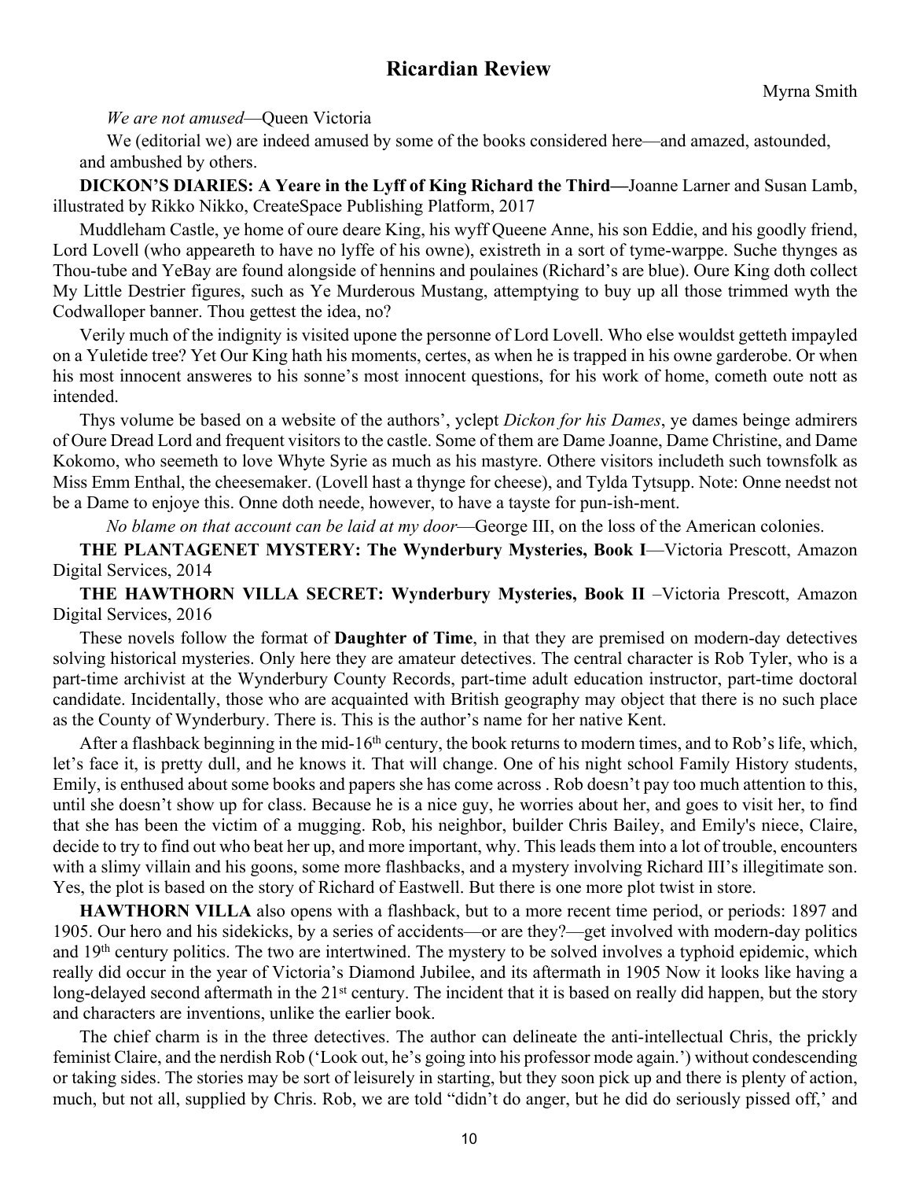## Ricardian Review

Myrna Smith

*We are not amused*—Queen Victoria

We (editorial we) are indeed amused by some of the books considered here—and amazed, astounded, and ambushed by others.

**DICKON'S DIARIES: A Yeare in the Lyff of King Richard the Third—**Joanne Larner and Susan Lamb, illustrated by Rikko Nikko, CreateSpace Publishing Platform, 2017

Muddleham Castle, ye home of oure deare King, his wyff Queene Anne, his son Eddie, and his goodly friend, Lord Lovell (who appeareth to have no lyffe of his owne), existreth in a sort of tyme-warppe. Suche thynges as Thou-tube and YeBay are found alongside of hennins and poulaines (Richard's are blue). Oure King doth collect My Little Destrier figures, such as Ye Murderous Mustang, attemptying to buy up all those trimmed wyth the Codwalloper banner. Thou gettest the idea, no?

Verily much of the indignity is visited upone the personne of Lord Lovell. Who else wouldst getteth impayled on a Yuletide tree? Yet Our King hath his moments, certes, as when he is trapped in his owne garderobe. Or when his most innocent answeres to his sonne's most innocent questions, for his work of home, cometh oute nott as intended.

Thys volume be based on a website of the authors', yclept *Dickon for his Dames*, ye dames beinge admirers of Oure Dread Lord and frequent visitors to the castle. Some of them are Dame Joanne, Dame Christine, and Dame Kokomo, who seemeth to love Whyte Syrie as much as his mastyre. Othere visitors includeth such townsfolk as Miss Emm Enthal, the cheesemaker. (Lovell hast a thynge for cheese), and Tylda Tytsupp. Note: Onne needst not be a Dame to enjoye this. Onne doth neede, however, to have a tayste for pun-ish-ment.

*No blame on that account can be laid at my door*—George III, on the loss of the American colonies.

**THE PLANTAGENET MYSTERY: The Wynderbury Mysteries, Book I**—Victoria Prescott, Amazon Digital Services, 2014

**THE HAWTHORN VILLA SECRET: Wynderbury Mysteries, Book II** –Victoria Prescott, Amazon Digital Services, 2016

These novels follow the format of **Daughter of Time**, in that they are premised on modern-day detectives solving historical mysteries. Only here they are amateur detectives. The central character is Rob Tyler, who is a part-time archivist at the Wynderbury County Records, part-time adult education instructor, part-time doctoral candidate. Incidentally, those who are acquainted with British geography may object that there is no such place as the County of Wynderbury. There is. This is the author's name for her native Kent.

After a flashback beginning in the mid-16th century, the book returns to modern times, and to Rob's life, which, let's face it, is pretty dull, and he knows it. That will change. One of his night school Family History students, Emily, is enthused about some books and papers she has come across . Rob doesn't pay too much attention to this, until she doesn't show up for class. Because he is a nice guy, he worries about her, and goes to visit her, to find that she has been the victim of a mugging. Rob, his neighbor, builder Chris Bailey, and Emily's niece, Claire, decide to try to find out who beat her up, and more important, why. This leads them into a lot of trouble, encounters with a slimy villain and his goons, some more flashbacks, and a mystery involving Richard III's illegitimate son. Yes, the plot is based on the story of Richard of Eastwell. But there is one more plot twist in store.

**HAWTHORN VILLA** also opens with a flashback, but to a more recent time period, or periods: 1897 and 1905. Our hero and his sidekicks, by a series of accidents—or are they?—get involved with modern-day politics and 19th century politics. The two are intertwined. The mystery to be solved involves a typhoid epidemic, which really did occur in the year of Victoria's Diamond Jubilee, and its aftermath in 1905 Now it looks like having a long-delayed second aftermath in the 21st century. The incident that it is based on really did happen, but the story and characters are inventions, unlike the earlier book.

The chief charm is in the three detectives. The author can delineate the anti-intellectual Chris, the prickly feminist Claire, and the nerdish Rob ('Look out, he's going into his professor mode again.') without condescending or taking sides. The stories may be sort of leisurely in starting, but they soon pick up and there is plenty of action, much, but not all, supplied by Chris. Rob, we are told "didn't do anger, but he did do seriously pissed off,' and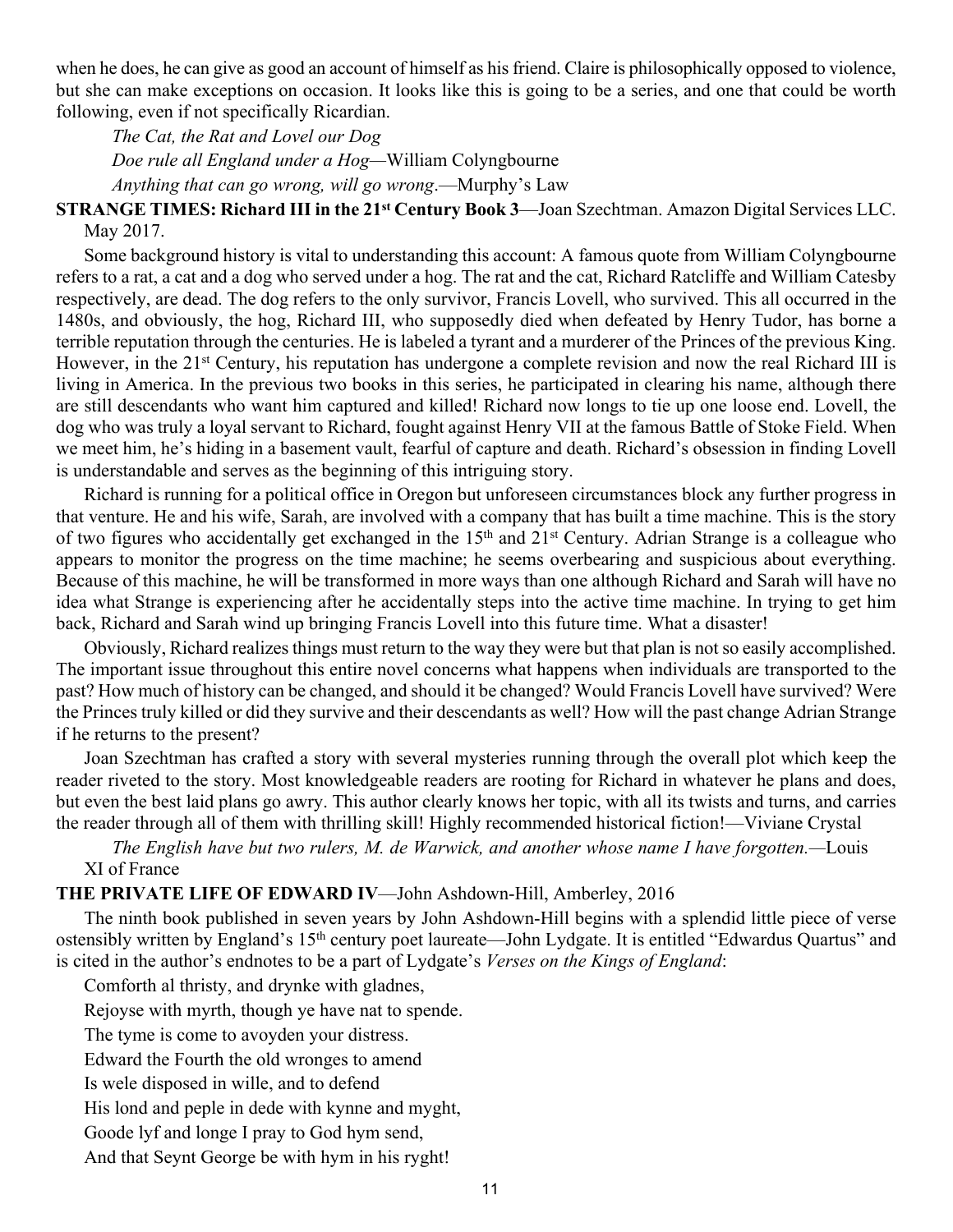when he does, he can give as good an account of himself as his friend. Claire is philosophically opposed to violence, but she can make exceptions on occasion. It looks like this is going to be a series, and one that could be worth following, even if not specifically Ricardian.

*The Cat, the Rat and Lovel our Dog*
*Doe rule all England under a Hog*—William Colyngbourne
*Anything that can go wrong, will go wrong*.—Murphy's Law

**STRANGE TIMES: Richard III in the 21st Century Book 3**—Joan Szechtman. Amazon Digital Services LLC. May 2017.

Some background history is vital to understanding this account: A famous quote from William Colyngbourne refers to a rat, a cat and a dog who served under a hog. The rat and the cat, Richard Ratcliffe and William Catesby respectively, are dead. The dog refers to the only survivor, Francis Lovell, who survived. This all occurred in the 1480s, and obviously, the hog, Richard III, who supposedly died when defeated by Henry Tudor, has borne a terrible reputation through the centuries. He is labeled a tyrant and a murderer of the Princes of the previous King. However, in the 21st Century, his reputation has undergone a complete revision and now the real Richard III is living in America. In the previous two books in this series, he participated in clearing his name, although there are still descendants who want him captured and killed! Richard now longs to tie up one loose end. Lovell, the dog who was truly a loyal servant to Richard, fought against Henry VII at the famous Battle of Stoke Field. When we meet him, he's hiding in a basement vault, fearful of capture and death. Richard's obsession in finding Lovell is understandable and serves as the beginning of this intriguing story.

Richard is running for a political office in Oregon but unforeseen circumstances block any further progress in that venture. He and his wife, Sarah, are involved with a company that has built a time machine. This is the story of two figures who accidentally get exchanged in the 15th and 21st Century. Adrian Strange is a colleague who appears to monitor the progress on the time machine; he seems overbearing and suspicious about everything. Because of this machine, he will be transformed in more ways than one although Richard and Sarah will have no idea what Strange is experiencing after he accidentally steps into the active time machine. In trying to get him back, Richard and Sarah wind up bringing Francis Lovell into this future time. What a disaster!

Obviously, Richard realizes things must return to the way they were but that plan is not so easily accomplished. The important issue throughout this entire novel concerns what happens when individuals are transported to the past? How much of history can be changed, and should it be changed? Would Francis Lovell have survived? Were the Princes truly killed or did they survive and their descendants as well? How will the past change Adrian Strange if he returns to the present?

Joan Szechtman has crafted a story with several mysteries running through the overall plot which keep the reader riveted to the story. Most knowledgeable readers are rooting for Richard in whatever he plans and does, but even the best laid plans go awry. This author clearly knows her topic, with all its twists and turns, and carries the reader through all of them with thrilling skill! Highly recommended historical fiction!—Viviane Crystal

*The English have but two rulers, M. de Warwick, and another whose name I have forgotten.*—Louis XI of France

**THE PRIVATE LIFE OF EDWARD IV**—John Ashdown-Hill, Amberley, 2016

The ninth book published in seven years by John Ashdown-Hill begins with a splendid little piece of verse ostensibly written by England's 15th century poet laureate—John Lydgate. It is entitled "Edwardus Quartus" and is cited in the author's endnotes to be a part of Lydgate's *Verses on the Kings of England*:

Comforth al thristy, and drynke with gladnes,
Rejoyse with myrth, though ye have nat to spende.
The tyme is come to avoyden your distress.
Edward the Fourth the old wronges to amend
Is wele disposed in wille, and to defend
His lond and peple in dede with kynne and myght,
Goode lyf and longe I pray to God hym send,
And that Seynt George be with hym in his ryght!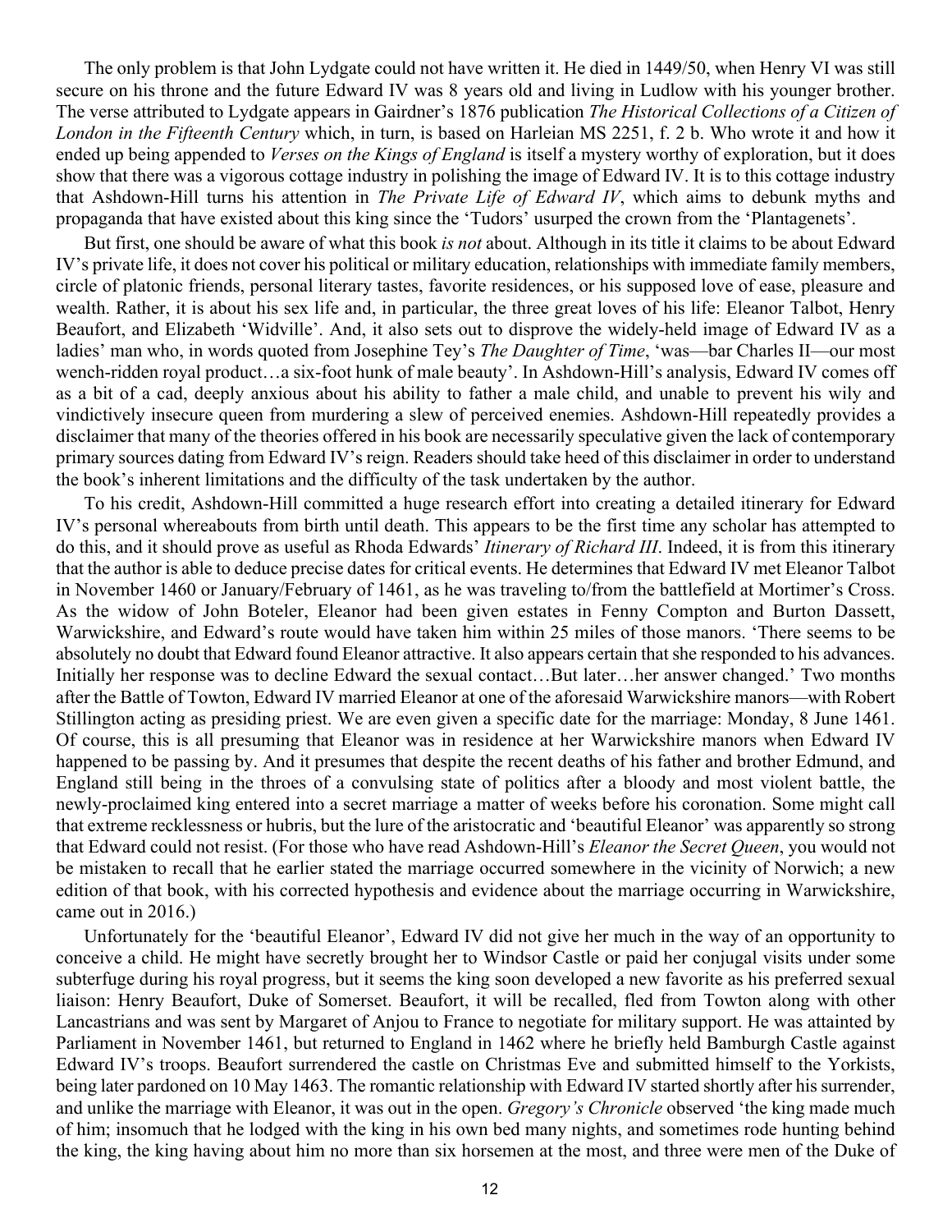The only problem is that John Lydgate could not have written it. He died in 1449/50, when Henry VI was still secure on his throne and the future Edward IV was 8 years old and living in Ludlow with his younger brother. The verse attributed to Lydgate appears in Gairdner's 1876 publication *The Historical Collections of a Citizen of London in the Fifteenth Century* which, in turn, is based on Harleian MS 2251, f. 2 b. Who wrote it and how it ended up being appended to *Verses on the Kings of England* is itself a mystery worthy of exploration, but it does show that there was a vigorous cottage industry in polishing the image of Edward IV. It is to this cottage industry that Ashdown-Hill turns his attention in *The Private Life of Edward IV*, which aims to debunk myths and propaganda that have existed about this king since the 'Tudors' usurped the crown from the 'Plantagenets'.

But first, one should be aware of what this book *is not* about. Although in its title it claims to be about Edward IV's private life, it does not cover his political or military education, relationships with immediate family members, circle of platonic friends, personal literary tastes, favorite residences, or his supposed love of ease, pleasure and wealth. Rather, it is about his sex life and, in particular, the three great loves of his life: Eleanor Talbot, Henry Beaufort, and Elizabeth 'Widville'. And, it also sets out to disprove the widely-held image of Edward IV as a ladies' man who, in words quoted from Josephine Tey's *The Daughter of Time*, 'was—bar Charles II—our most wench-ridden royal product…a six-foot hunk of male beauty'. In Ashdown-Hill's analysis, Edward IV comes off as a bit of a cad, deeply anxious about his ability to father a male child, and unable to prevent his wily and vindictively insecure queen from murdering a slew of perceived enemies. Ashdown-Hill repeatedly provides a disclaimer that many of the theories offered in his book are necessarily speculative given the lack of contemporary primary sources dating from Edward IV's reign. Readers should take heed of this disclaimer in order to understand the book's inherent limitations and the difficulty of the task undertaken by the author.

To his credit, Ashdown-Hill committed a huge research effort into creating a detailed itinerary for Edward IV's personal whereabouts from birth until death. This appears to be the first time any scholar has attempted to do this, and it should prove as useful as Rhoda Edwards' *Itinerary of Richard III*. Indeed, it is from this itinerary that the author is able to deduce precise dates for critical events. He determines that Edward IV met Eleanor Talbot in November 1460 or January/February of 1461, as he was traveling to/from the battlefield at Mortimer's Cross. As the widow of John Boteler, Eleanor had been given estates in Fenny Compton and Burton Dassett, Warwickshire, and Edward's route would have taken him within 25 miles of those manors. 'There seems to be absolutely no doubt that Edward found Eleanor attractive. It also appears certain that she responded to his advances. Initially her response was to decline Edward the sexual contact…But later…her answer changed.' Two months after the Battle of Towton, Edward IV married Eleanor at one of the aforesaid Warwickshire manors—with Robert Stillington acting as presiding priest. We are even given a specific date for the marriage: Monday, 8 June 1461. Of course, this is all presuming that Eleanor was in residence at her Warwickshire manors when Edward IV happened to be passing by. And it presumes that despite the recent deaths of his father and brother Edmund, and England still being in the throes of a convulsing state of politics after a bloody and most violent battle, the newly-proclaimed king entered into a secret marriage a matter of weeks before his coronation. Some might call that extreme recklessness or hubris, but the lure of the aristocratic and 'beautiful Eleanor' was apparently so strong that Edward could not resist. (For those who have read Ashdown-Hill's *Eleanor the Secret Queen*, you would not be mistaken to recall that he earlier stated the marriage occurred somewhere in the vicinity of Norwich; a new edition of that book, with his corrected hypothesis and evidence about the marriage occurring in Warwickshire, came out in 2016.)

Unfortunately for the 'beautiful Eleanor', Edward IV did not give her much in the way of an opportunity to conceive a child. He might have secretly brought her to Windsor Castle or paid her conjugal visits under some subterfuge during his royal progress, but it seems the king soon developed a new favorite as his preferred sexual liaison: Henry Beaufort, Duke of Somerset. Beaufort, it will be recalled, fled from Towton along with other Lancastrians and was sent by Margaret of Anjou to France to negotiate for military support. He was attainted by Parliament in November 1461, but returned to England in 1462 where he briefly held Bamburgh Castle against Edward IV's troops. Beaufort surrendered the castle on Christmas Eve and submitted himself to the Yorkists, being later pardoned on 10 May 1463. The romantic relationship with Edward IV started shortly after his surrender, and unlike the marriage with Eleanor, it was out in the open. *Gregory's Chronicle* observed 'the king made much of him; insomuch that he lodged with the king in his own bed many nights, and sometimes rode hunting behind the king, the king having about him no more than six horsemen at the most, and three were men of the Duke of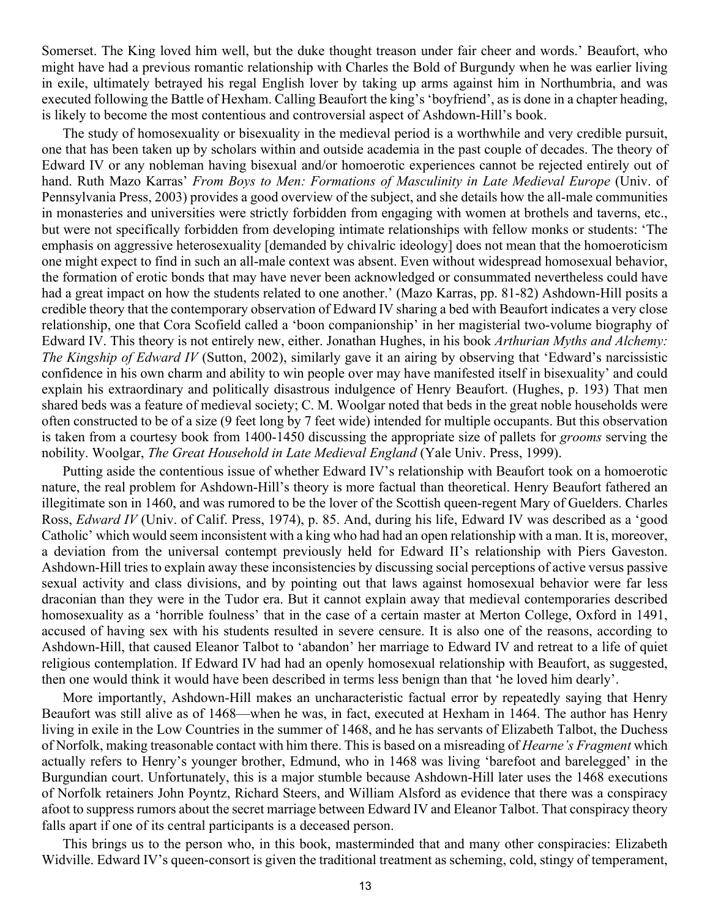Somerset. The King loved him well, but the duke thought treason under fair cheer and words.' Beaufort, who might have had a previous romantic relationship with Charles the Bold of Burgundy when he was earlier living in exile, ultimately betrayed his regal English lover by taking up arms against him in Northumbria, and was executed following the Battle of Hexham. Calling Beaufort the king's 'boyfriend', as is done in a chapter heading, is likely to become the most contentious and controversial aspect of Ashdown-Hill's book.

The study of homosexuality or bisexuality in the medieval period is a worthwhile and very credible pursuit, one that has been taken up by scholars within and outside academia in the past couple of decades. The theory of Edward IV or any nobleman having bisexual and/or homoerotic experiences cannot be rejected entirely out of hand. Ruth Mazo Karras' *From Boys to Men: Formations of Masculinity in Late Medieval Europe* (Univ. of Pennsylvania Press, 2003) provides a good overview of the subject, and she details how the all-male communities in monasteries and universities were strictly forbidden from engaging with women at brothels and taverns, etc., but were not specifically forbidden from developing intimate relationships with fellow monks or students: 'The emphasis on aggressive heterosexuality [demanded by chivalric ideology] does not mean that the homoeroticism one might expect to find in such an all-male context was absent. Even without widespread homosexual behavior, the formation of erotic bonds that may have never been acknowledged or consummated nevertheless could have had a great impact on how the students related to one another.' (Mazo Karras, pp. 81-82) Ashdown-Hill posits a credible theory that the contemporary observation of Edward IV sharing a bed with Beaufort indicates a very close relationship, one that Cora Scofield called a 'boon companionship' in her magisterial two-volume biography of Edward IV. This theory is not entirely new, either. Jonathan Hughes, in his book *Arthurian Myths and Alchemy: The Kingship of Edward IV* (Sutton, 2002), similarly gave it an airing by observing that 'Edward's narcissistic confidence in his own charm and ability to win people over may have manifested itself in bisexuality' and could explain his extraordinary and politically disastrous indulgence of Henry Beaufort. (Hughes, p. 193) That men shared beds was a feature of medieval society; C. M. Woolgar noted that beds in the great noble households were often constructed to be of a size (9 feet long by 7 feet wide) intended for multiple occupants. But this observation is taken from a courtesy book from 1400-1450 discussing the appropriate size of pallets for *grooms* serving the nobility. Woolgar, *The Great Household in Late Medieval England* (Yale Univ. Press, 1999).

Putting aside the contentious issue of whether Edward IV's relationship with Beaufort took on a homoerotic nature, the real problem for Ashdown-Hill's theory is more factual than theoretical. Henry Beaufort fathered an illegitimate son in 1460, and was rumored to be the lover of the Scottish queen-regent Mary of Guelders. Charles Ross, *Edward IV* (Univ. of Calif. Press, 1974), p. 85. And, during his life, Edward IV was described as a 'good Catholic' which would seem inconsistent with a king who had had an open relationship with a man. It is, moreover, a deviation from the universal contempt previously held for Edward II's relationship with Piers Gaveston. Ashdown-Hill tries to explain away these inconsistencies by discussing social perceptions of active versus passive sexual activity and class divisions, and by pointing out that laws against homosexual behavior were far less draconian than they were in the Tudor era. But it cannot explain away that medieval contemporaries described homosexuality as a 'horrible foulness' that in the case of a certain master at Merton College, Oxford in 1491, accused of having sex with his students resulted in severe censure. It is also one of the reasons, according to Ashdown-Hill, that caused Eleanor Talbot to 'abandon' her marriage to Edward IV and retreat to a life of quiet religious contemplation. If Edward IV had had an openly homosexual relationship with Beaufort, as suggested, then one would think it would have been described in terms less benign than that 'he loved him dearly'.

More importantly, Ashdown-Hill makes an uncharacteristic factual error by repeatedly saying that Henry Beaufort was still alive as of 1468—when he was, in fact, executed at Hexham in 1464. The author has Henry living in exile in the Low Countries in the summer of 1468, and he has servants of Elizabeth Talbot, the Duchess of Norfolk, making treasonable contact with him there. This is based on a misreading of *Hearne's Fragment* which actually refers to Henry's younger brother, Edmund, who in 1468 was living 'barefoot and barelegged' in the Burgundian court. Unfortunately, this is a major stumble because Ashdown-Hill later uses the 1468 executions of Norfolk retainers John Poyntz, Richard Steers, and William Alsford as evidence that there was a conspiracy afoot to suppress rumors about the secret marriage between Edward IV and Eleanor Talbot. That conspiracy theory falls apart if one of its central participants is a deceased person.

This brings us to the person who, in this book, masterminded that and many other conspiracies: Elizabeth Widville. Edward IV's queen-consort is given the traditional treatment as scheming, cold, stingy of temperament,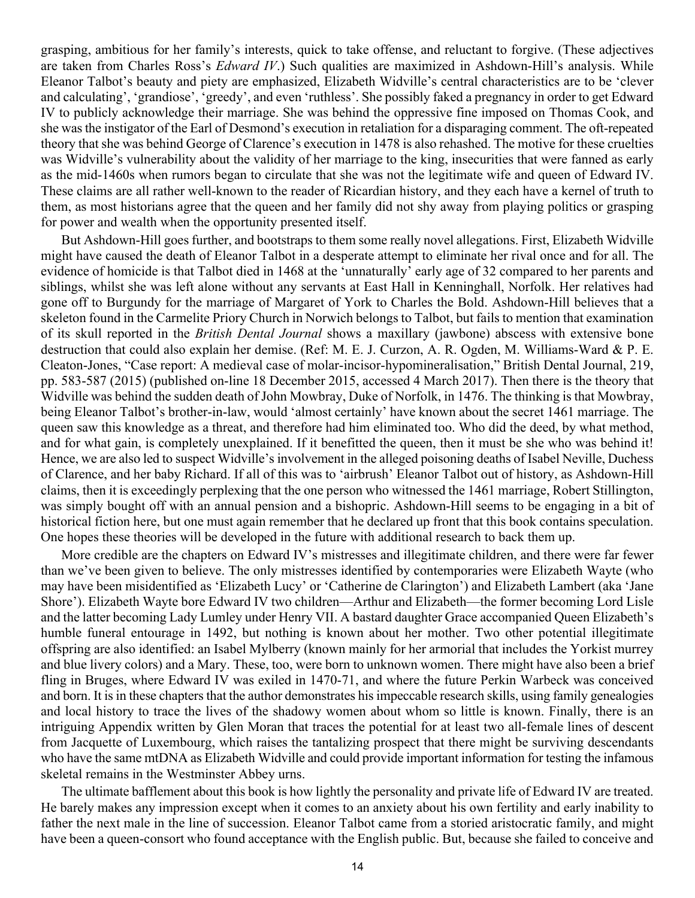grasping, ambitious for her family's interests, quick to take offense, and reluctant to forgive. (These adjectives are taken from Charles Ross's *Edward IV*.) Such qualities are maximized in Ashdown-Hill's analysis. While Eleanor Talbot's beauty and piety are emphasized, Elizabeth Widville's central characteristics are to be 'clever and calculating', 'grandiose', 'greedy', and even 'ruthless'. She possibly faked a pregnancy in order to get Edward IV to publicly acknowledge their marriage. She was behind the oppressive fine imposed on Thomas Cook, and she was the instigator of the Earl of Desmond's execution in retaliation for a disparaging comment. The oft-repeated theory that she was behind George of Clarence's execution in 1478 is also rehashed. The motive for these cruelties was Widville's vulnerability about the validity of her marriage to the king, insecurities that were fanned as early as the mid-1460s when rumors began to circulate that she was not the legitimate wife and queen of Edward IV. These claims are all rather well-known to the reader of Ricardian history, and they each have a kernel of truth to them, as most historians agree that the queen and her family did not shy away from playing politics or grasping for power and wealth when the opportunity presented itself.

But Ashdown-Hill goes further, and bootstraps to them some really novel allegations. First, Elizabeth Widville might have caused the death of Eleanor Talbot in a desperate attempt to eliminate her rival once and for all. The evidence of homicide is that Talbot died in 1468 at the 'unnaturally' early age of 32 compared to her parents and siblings, whilst she was left alone without any servants at East Hall in Kenninghall, Norfolk. Her relatives had gone off to Burgundy for the marriage of Margaret of York to Charles the Bold. Ashdown-Hill believes that a skeleton found in the Carmelite Priory Church in Norwich belongs to Talbot, but fails to mention that examination of its skull reported in the *British Dental Journal* shows a maxillary (jawbone) abscess with extensive bone destruction that could also explain her demise. (Ref: M. E. J. Curzon, A. R. Ogden, M. Williams-Ward & P. E. Cleaton-Jones, "Case report: A medieval case of molar-incisor-hypomineralisation," British Dental Journal, 219, pp. 583-587 (2015) (published on-line 18 December 2015, accessed 4 March 2017). Then there is the theory that Widville was behind the sudden death of John Mowbray, Duke of Norfolk, in 1476. The thinking is that Mowbray, being Eleanor Talbot's brother-in-law, would 'almost certainly' have known about the secret 1461 marriage. The queen saw this knowledge as a threat, and therefore had him eliminated too. Who did the deed, by what method, and for what gain, is completely unexplained. If it benefitted the queen, then it must be she who was behind it! Hence, we are also led to suspect Widville's involvement in the alleged poisoning deaths of Isabel Neville, Duchess of Clarence, and her baby Richard. If all of this was to 'airbrush' Eleanor Talbot out of history, as Ashdown-Hill claims, then it is exceedingly perplexing that the one person who witnessed the 1461 marriage, Robert Stillington, was simply bought off with an annual pension and a bishopric. Ashdown-Hill seems to be engaging in a bit of historical fiction here, but one must again remember that he declared up front that this book contains speculation. One hopes these theories will be developed in the future with additional research to back them up.

More credible are the chapters on Edward IV's mistresses and illegitimate children, and there were far fewer than we've been given to believe. The only mistresses identified by contemporaries were Elizabeth Wayte (who may have been misidentified as 'Elizabeth Lucy' or 'Catherine de Clarington') and Elizabeth Lambert (aka 'Jane Shore'). Elizabeth Wayte bore Edward IV two children—Arthur and Elizabeth—the former becoming Lord Lisle and the latter becoming Lady Lumley under Henry VII. A bastard daughter Grace accompanied Queen Elizabeth's humble funeral entourage in 1492, but nothing is known about her mother. Two other potential illegitimate offspring are also identified: an Isabel Mylberry (known mainly for her armorial that includes the Yorkist murrey and blue livery colors) and a Mary. These, too, were born to unknown women. There might have also been a brief fling in Bruges, where Edward IV was exiled in 1470-71, and where the future Perkin Warbeck was conceived and born. It is in these chapters that the author demonstrates his impeccable research skills, using family genealogies and local history to trace the lives of the shadowy women about whom so little is known. Finally, there is an intriguing Appendix written by Glen Moran that traces the potential for at least two all-female lines of descent from Jacquette of Luxembourg, which raises the tantalizing prospect that there might be surviving descendants who have the same mtDNA as Elizabeth Widville and could provide important information for testing the infamous skeletal remains in the Westminster Abbey urns.

The ultimate bafflement about this book is how lightly the personality and private life of Edward IV are treated. He barely makes any impression except when it comes to an anxiety about his own fertility and early inability to father the next male in the line of succession. Eleanor Talbot came from a storied aristocratic family, and might have been a queen-consort who found acceptance with the English public. But, because she failed to conceive and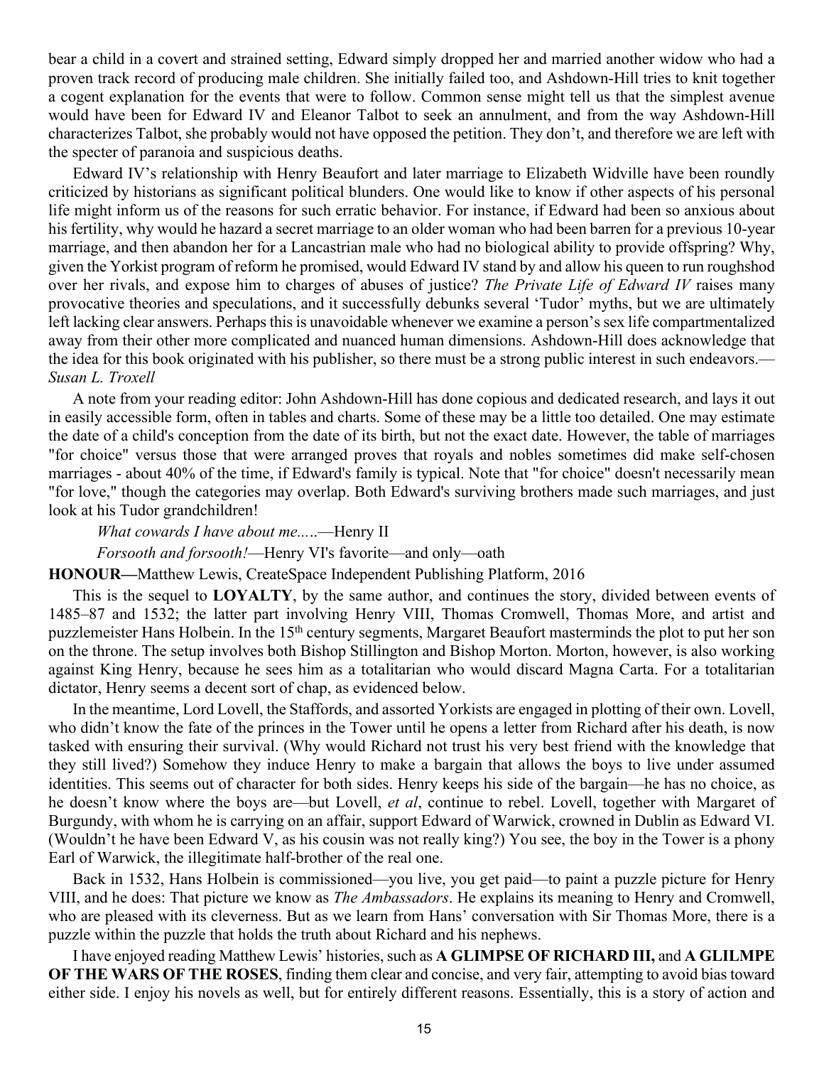bear a child in a covert and strained setting, Edward simply dropped her and married another widow who had a proven track record of producing male children. She initially failed too, and Ashdown-Hill tries to knit together a cogent explanation for the events that were to follow. Common sense might tell us that the simplest avenue would have been for Edward IV and Eleanor Talbot to seek an annulment, and from the way Ashdown-Hill characterizes Talbot, she probably would not have opposed the petition. They don't, and therefore we are left with the specter of paranoia and suspicious deaths.

Edward IV's relationship with Henry Beaufort and later marriage to Elizabeth Widville have been roundly criticized by historians as significant political blunders. One would like to know if other aspects of his personal life might inform us of the reasons for such erratic behavior. For instance, if Edward had been so anxious about his fertility, why would he hazard a secret marriage to an older woman who had been barren for a previous 10-year marriage, and then abandon her for a Lancastrian male who had no biological ability to provide offspring? Why, given the Yorkist program of reform he promised, would Edward IV stand by and allow his queen to run roughshod over her rivals, and expose him to charges of abuses of justice? *The Private Life of Edward IV* raises many provocative theories and speculations, and it successfully debunks several 'Tudor' myths, but we are ultimately left lacking clear answers. Perhaps this is unavoidable whenever we examine a person's sex life compartmentalized away from their other more complicated and nuanced human dimensions. Ashdown-Hill does acknowledge that the idea for this book originated with his publisher, so there must be a strong public interest in such endeavors.—*Susan L. Troxell*

A note from your reading editor: John Ashdown-Hill has done copious and dedicated research, and lays it out in easily accessible form, often in tables and charts. Some of these may be a little too detailed. One may estimate the date of a child's conception from the date of its birth, but not the exact date. However, the table of marriages "for choice" versus those that were arranged proves that royals and nobles sometimes did make self-chosen marriages - about 40% of the time, if Edward's family is typical. Note that "for choice" doesn't necessarily mean "for love," though the categories may overlap. Both Edward's surviving brothers made such marriages, and just look at his Tudor grandchildren!

*What cowards I have about me.....*—Henry II

*Forsooth and forsooth!*—Henry VI's favorite—and only—oath

**HONOUR—**Matthew Lewis, CreateSpace Independent Publishing Platform, 2016

This is the sequel to **LOYALTY**, by the same author, and continues the story, divided between events of 1485–87 and 1532; the latter part involving Henry VIII, Thomas Cromwell, Thomas More, and artist and puzzlemeister Hans Holbein. In the 15th century segments, Margaret Beaufort masterminds the plot to put her son on the throne. The setup involves both Bishop Stillington and Bishop Morton. Morton, however, is also working against King Henry, because he sees him as a totalitarian who would discard Magna Carta. For a totalitarian dictator, Henry seems a decent sort of chap, as evidenced below.

In the meantime, Lord Lovell, the Staffords, and assorted Yorkists are engaged in plotting of their own. Lovell, who didn't know the fate of the princes in the Tower until he opens a letter from Richard after his death, is now tasked with ensuring their survival. (Why would Richard not trust his very best friend with the knowledge that they still lived?) Somehow they induce Henry to make a bargain that allows the boys to live under assumed identities. This seems out of character for both sides. Henry keeps his side of the bargain—he has no choice, as he doesn't know where the boys are—but Lovell, *et al*, continue to rebel. Lovell, together with Margaret of Burgundy, with whom he is carrying on an affair, support Edward of Warwick, crowned in Dublin as Edward VI. (Wouldn't he have been Edward V, as his cousin was not really king?) You see, the boy in the Tower is a phony Earl of Warwick, the illegitimate half-brother of the real one.

Back in 1532, Hans Holbein is commissioned—you live, you get paid—to paint a puzzle picture for Henry VIII, and he does: That picture we know as *The Ambassadors*. He explains its meaning to Henry and Cromwell, who are pleased with its cleverness. But as we learn from Hans' conversation with Sir Thomas More, there is a puzzle within the puzzle that holds the truth about Richard and his nephews.

I have enjoyed reading Matthew Lewis' histories, such as **A GLIMPSE OF RICHARD III,** and **A GLILMPE OF THE WARS OF THE ROSES**, finding them clear and concise, and very fair, attempting to avoid bias toward either side. I enjoy his novels as well, but for entirely different reasons. Essentially, this is a story of action and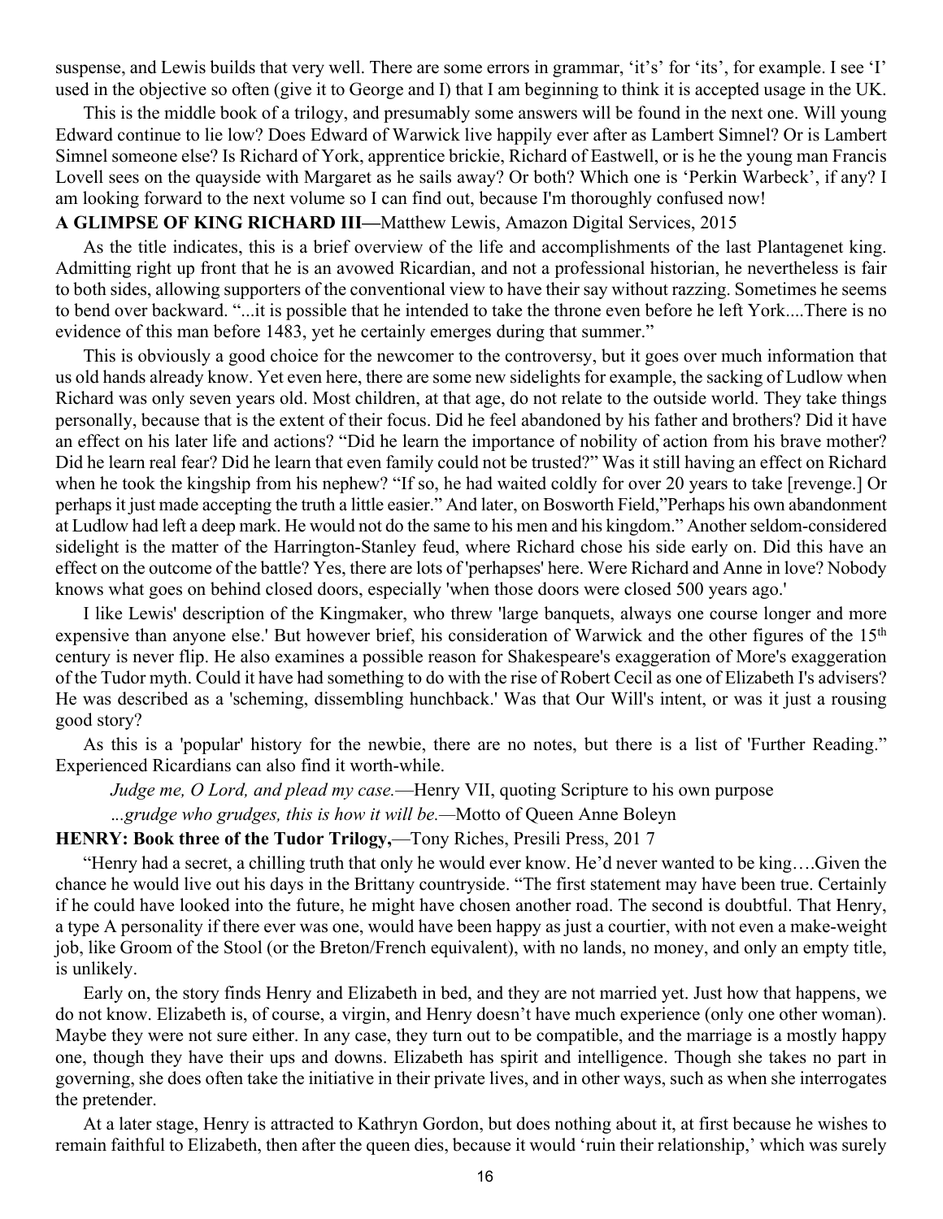suspense, and Lewis builds that very well. There are some errors in grammar, 'it's' for 'its', for example. I see 'I' used in the objective so often (give it to George and I) that I am beginning to think it is accepted usage in the UK.

This is the middle book of a trilogy, and presumably some answers will be found in the next one. Will young Edward continue to lie low? Does Edward of Warwick live happily ever after as Lambert Simnel? Or is Lambert Simnel someone else? Is Richard of York, apprentice brickie, Richard of Eastwell, or is he the young man Francis Lovell sees on the quayside with Margaret as he sails away? Or both? Which one is 'Perkin Warbeck', if any? I am looking forward to the next volume so I can find out, because I'm thoroughly confused now!

**A GLIMPSE OF KING RICHARD III—**Matthew Lewis, Amazon Digital Services, 2015

As the title indicates, this is a brief overview of the life and accomplishments of the last Plantagenet king. Admitting right up front that he is an avowed Ricardian, and not a professional historian, he nevertheless is fair to both sides, allowing supporters of the conventional view to have their say without razzing. Sometimes he seems to bend over backward. "...it is possible that he intended to take the throne even before he left York....There is no evidence of this man before 1483, yet he certainly emerges during that summer."

This is obviously a good choice for the newcomer to the controversy, but it goes over much information that us old hands already know. Yet even here, there are some new sidelights for example, the sacking of Ludlow when Richard was only seven years old. Most children, at that age, do not relate to the outside world. They take things personally, because that is the extent of their focus. Did he feel abandoned by his father and brothers? Did it have an effect on his later life and actions? "Did he learn the importance of nobility of action from his brave mother? Did he learn real fear? Did he learn that even family could not be trusted?" Was it still having an effect on Richard when he took the kingship from his nephew? "If so, he had waited coldly for over 20 years to take [revenge.] Or perhaps it just made accepting the truth a little easier." And later, on Bosworth Field,"Perhaps his own abandonment at Ludlow had left a deep mark. He would not do the same to his men and his kingdom." Another seldom-considered sidelight is the matter of the Harrington-Stanley feud, where Richard chose his side early on. Did this have an effect on the outcome of the battle? Yes, there are lots of 'perhapses' here. Were Richard and Anne in love? Nobody knows what goes on behind closed doors, especially 'when those doors were closed 500 years ago.'

I like Lewis' description of the Kingmaker, who threw 'large banquets, always one course longer and more expensive than anyone else.' But however brief, his consideration of Warwick and the other figures of the 15th century is never flip. He also examines a possible reason for Shakespeare's exaggeration of More's exaggeration of the Tudor myth. Could it have had something to do with the rise of Robert Cecil as one of Elizabeth I's advisers? He was described as a 'scheming, dissembling hunchback.' Was that Our Will's intent, or was it just a rousing good story?

As this is a 'popular' history for the newbie, there are no notes, but there is a list of 'Further Reading." Experienced Ricardians can also find it worth-while.

*Judge me, O Lord, and plead my case.*—Henry VII, quoting Scripture to his own purpose

*...grudge who grudges, this is how it will be.*—Motto of Queen Anne Boleyn

**HENRY: Book three of the Tudor Trilogy,**—Tony Riches, Presili Press, 201 7

"Henry had a secret, a chilling truth that only he would ever know. He'd never wanted to be king….Given the chance he would live out his days in the Brittany countryside. "The first statement may have been true. Certainly if he could have looked into the future, he might have chosen another road. The second is doubtful. That Henry, a type A personality if there ever was one, would have been happy as just a courtier, with not even a make-weight job, like Groom of the Stool (or the Breton/French equivalent), with no lands, no money, and only an empty title, is unlikely.

Early on, the story finds Henry and Elizabeth in bed, and they are not married yet. Just how that happens, we do not know. Elizabeth is, of course, a virgin, and Henry doesn't have much experience (only one other woman). Maybe they were not sure either. In any case, they turn out to be compatible, and the marriage is a mostly happy one, though they have their ups and downs. Elizabeth has spirit and intelligence. Though she takes no part in governing, she does often take the initiative in their private lives, and in other ways, such as when she interrogates the pretender.

At a later stage, Henry is attracted to Kathryn Gordon, but does nothing about it, at first because he wishes to remain faithful to Elizabeth, then after the queen dies, because it would 'ruin their relationship,' which was surely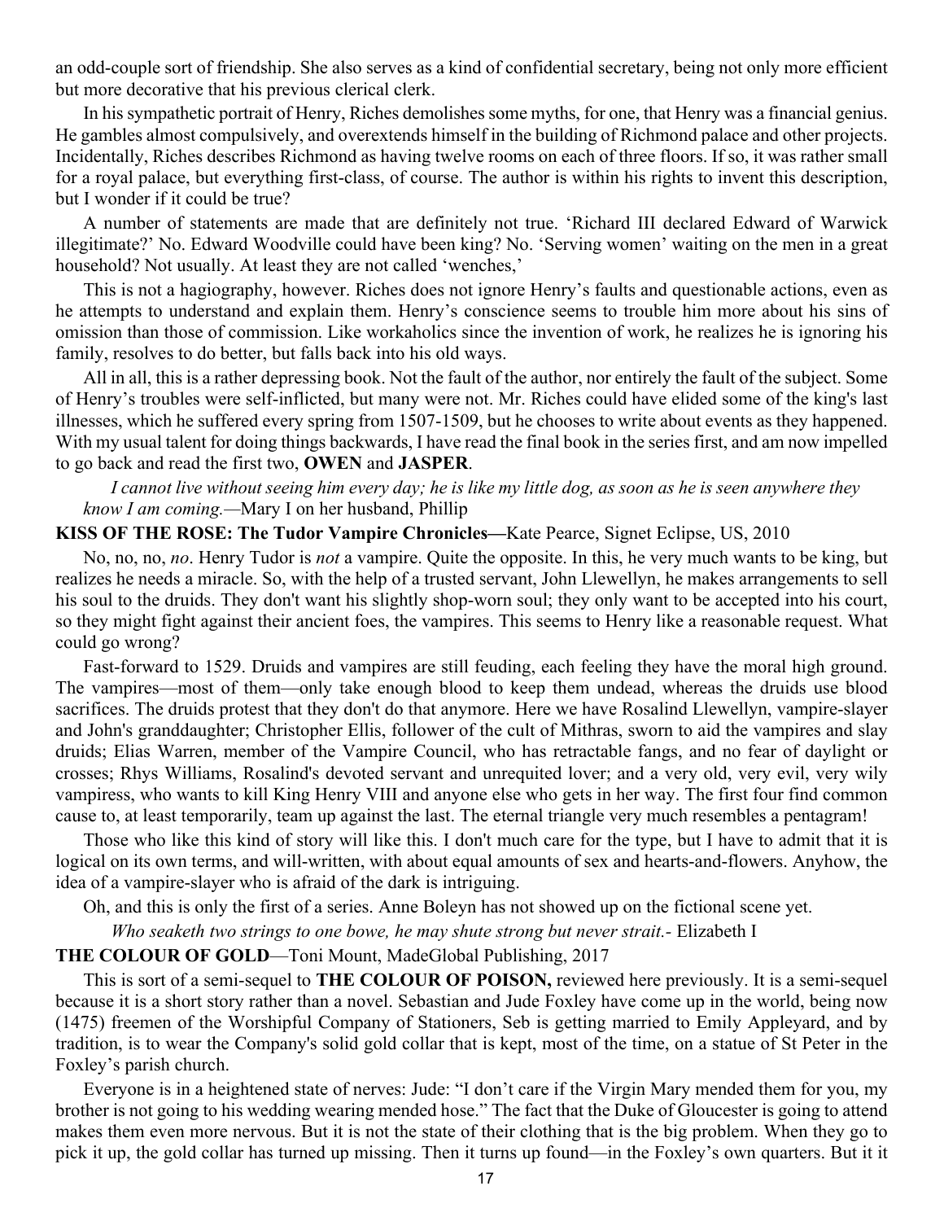an odd-couple sort of friendship. She also serves as a kind of confidential secretary, being not only more efficient but more decorative that his previous clerical clerk.

In his sympathetic portrait of Henry, Riches demolishes some myths, for one, that Henry was a financial genius. He gambles almost compulsively, and overextends himself in the building of Richmond palace and other projects. Incidentally, Riches describes Richmond as having twelve rooms on each of three floors. If so, it was rather small for a royal palace, but everything first-class, of course. The author is within his rights to invent this description, but I wonder if it could be true?

A number of statements are made that are definitely not true. 'Richard III declared Edward of Warwick illegitimate?' No. Edward Woodville could have been king? No. 'Serving women' waiting on the men in a great household? Not usually. At least they are not called 'wenches,'

This is not a hagiography, however. Riches does not ignore Henry's faults and questionable actions, even as he attempts to understand and explain them. Henry's conscience seems to trouble him more about his sins of omission than those of commission. Like workaholics since the invention of work, he realizes he is ignoring his family, resolves to do better, but falls back into his old ways.

All in all, this is a rather depressing book. Not the fault of the author, nor entirely the fault of the subject. Some of Henry's troubles were self-inflicted, but many were not. Mr. Riches could have elided some of the king's last illnesses, which he suffered every spring from 1507-1509, but he chooses to write about events as they happened. With my usual talent for doing things backwards, I have read the final book in the series first, and am now impelled to go back and read the first two, **OWEN** and **JASPER**.

*I cannot live without seeing him every day; he is like my little dog, as soon as he is seen anywhere they know I am coming.*—Mary I on her husband, Phillip

**KISS OF THE ROSE: The Tudor Vampire Chronicles—**Kate Pearce, Signet Eclipse, US, 2010

No, no, no, *no*. Henry Tudor is *not* a vampire. Quite the opposite. In this, he very much wants to be king, but realizes he needs a miracle. So, with the help of a trusted servant, John Llewellyn, he makes arrangements to sell his soul to the druids. They don't want his slightly shop-worn soul; they only want to be accepted into his court, so they might fight against their ancient foes, the vampires. This seems to Henry like a reasonable request. What could go wrong?

Fast-forward to 1529. Druids and vampires are still feuding, each feeling they have the moral high ground. The vampires—most of them—only take enough blood to keep them undead, whereas the druids use blood sacrifices. The druids protest that they don't do that anymore. Here we have Rosalind Llewellyn, vampire-slayer and John's granddaughter; Christopher Ellis, follower of the cult of Mithras, sworn to aid the vampires and slay druids; Elias Warren, member of the Vampire Council, who has retractable fangs, and no fear of daylight or crosses; Rhys Williams, Rosalind's devoted servant and unrequited lover; and a very old, very evil, very wily vampiress, who wants to kill King Henry VIII and anyone else who gets in her way. The first four find common cause to, at least temporarily, team up against the last. The eternal triangle very much resembles a pentagram!

Those who like this kind of story will like this. I don't much care for the type, but I have to admit that it is logical on its own terms, and will-written, with about equal amounts of sex and hearts-and-flowers. Anyhow, the idea of a vampire-slayer who is afraid of the dark is intriguing.

Oh, and this is only the first of a series. Anne Boleyn has not showed up on the fictional scene yet.

*Who seaketh two strings to one bowe, he may shute strong but never strait.*- Elizabeth I

**THE COLOUR OF GOLD**—Toni Mount, MadeGlobal Publishing, 2017

This is sort of a semi-sequel to **THE COLOUR OF POISON,** reviewed here previously. It is a semi-sequel because it is a short story rather than a novel. Sebastian and Jude Foxley have come up in the world, being now (1475) freemen of the Worshipful Company of Stationers, Seb is getting married to Emily Appleyard, and by tradition, is to wear the Company's solid gold collar that is kept, most of the time, on a statue of St Peter in the Foxley's parish church.

Everyone is in a heightened state of nerves: Jude: "I don't care if the Virgin Mary mended them for you, my brother is not going to his wedding wearing mended hose." The fact that the Duke of Gloucester is going to attend makes them even more nervous. But it is not the state of their clothing that is the big problem. When they go to pick it up, the gold collar has turned up missing. Then it turns up found—in the Foxley's own quarters. But it it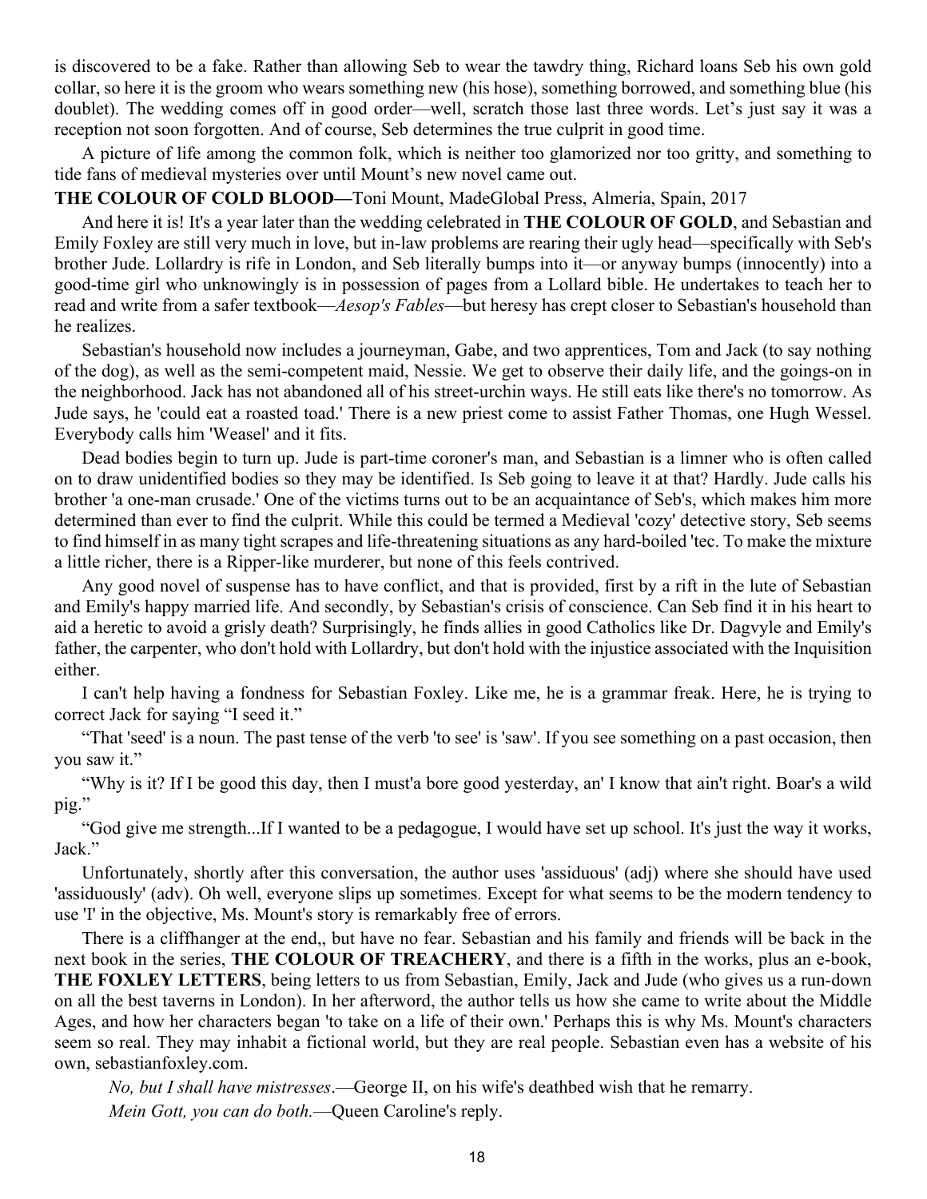is discovered to be a fake. Rather than allowing Seb to wear the tawdry thing, Richard loans Seb his own gold collar, so here it is the groom who wears something new (his hose), something borrowed, and something blue (his doublet). The wedding comes off in good order—well, scratch those last three words. Let's just say it was a reception not soon forgotten. And of course, Seb determines the true culprit in good time.

A picture of life among the common folk, which is neither too glamorized nor too gritty, and something to tide fans of medieval mysteries over until Mount's new novel came out.

**THE COLOUR OF COLD BLOOD—**Toni Mount, MadeGlobal Press, Almeria, Spain, 2017

And here it is! It's a year later than the wedding celebrated in **THE COLOUR OF GOLD**, and Sebastian and Emily Foxley are still very much in love, but in-law problems are rearing their ugly head—specifically with Seb's brother Jude. Lollardry is rife in London, and Seb literally bumps into it—or anyway bumps (innocently) into a good-time girl who unknowingly is in possession of pages from a Lollard bible. He undertakes to teach her to read and write from a safer textbook—*Aesop's Fables*—but heresy has crept closer to Sebastian's household than he realizes.

Sebastian's household now includes a journeyman, Gabe, and two apprentices, Tom and Jack (to say nothing of the dog), as well as the semi-competent maid, Nessie. We get to observe their daily life, and the goings-on in the neighborhood. Jack has not abandoned all of his street-urchin ways. He still eats like there's no tomorrow. As Jude says, he 'could eat a roasted toad.' There is a new priest come to assist Father Thomas, one Hugh Wessel. Everybody calls him 'Weasel' and it fits.

Dead bodies begin to turn up. Jude is part-time coroner's man, and Sebastian is a limner who is often called on to draw unidentified bodies so they may be identified. Is Seb going to leave it at that? Hardly. Jude calls his brother 'a one-man crusade.' One of the victims turns out to be an acquaintance of Seb's, which makes him more determined than ever to find the culprit. While this could be termed a Medieval 'cozy' detective story, Seb seems to find himself in as many tight scrapes and life-threatening situations as any hard-boiled 'tec. To make the mixture a little richer, there is a Ripper-like murderer, but none of this feels contrived.

Any good novel of suspense has to have conflict, and that is provided, first by a rift in the lute of Sebastian and Emily's happy married life. And secondly, by Sebastian's crisis of conscience. Can Seb find it in his heart to aid a heretic to avoid a grisly death? Surprisingly, he finds allies in good Catholics like Dr. Dagvyle and Emily's father, the carpenter, who don't hold with Lollardry, but don't hold with the injustice associated with the Inquisition either.

I can't help having a fondness for Sebastian Foxley. Like me, he is a grammar freak. Here, he is trying to correct Jack for saying "I seed it."

"That 'seed' is a noun. The past tense of the verb 'to see' is 'saw'. If you see something on a past occasion, then you saw it."

"Why is it? If I be good this day, then I must'a bore good yesterday, an' I know that ain't right. Boar's a wild pig."

"God give me strength...If I wanted to be a pedagogue, I would have set up school. It's just the way it works, Jack."

Unfortunately, shortly after this conversation, the author uses 'assiduous' (adj) where she should have used 'assiduously' (adv). Oh well, everyone slips up sometimes. Except for what seems to be the modern tendency to use 'I' in the objective, Ms. Mount's story is remarkably free of errors.

There is a cliffhanger at the end,, but have no fear. Sebastian and his family and friends will be back in the next book in the series, **THE COLOUR OF TREACHERY**, and there is a fifth in the works, plus an e-book, **THE FOXLEY LETTERS**, being letters to us from Sebastian, Emily, Jack and Jude (who gives us a run-down on all the best taverns in London). In her afterword, the author tells us how she came to write about the Middle Ages, and how her characters began 'to take on a life of their own.' Perhaps this is why Ms. Mount's characters seem so real. They may inhabit a fictional world, but they are real people. Sebastian even has a website of his own, sebastianfoxley.com.

*No, but I shall have mistresses*.—George II, on his wife's deathbed wish that he remarry.

*Mein Gott, you can do both.*—Queen Caroline's reply.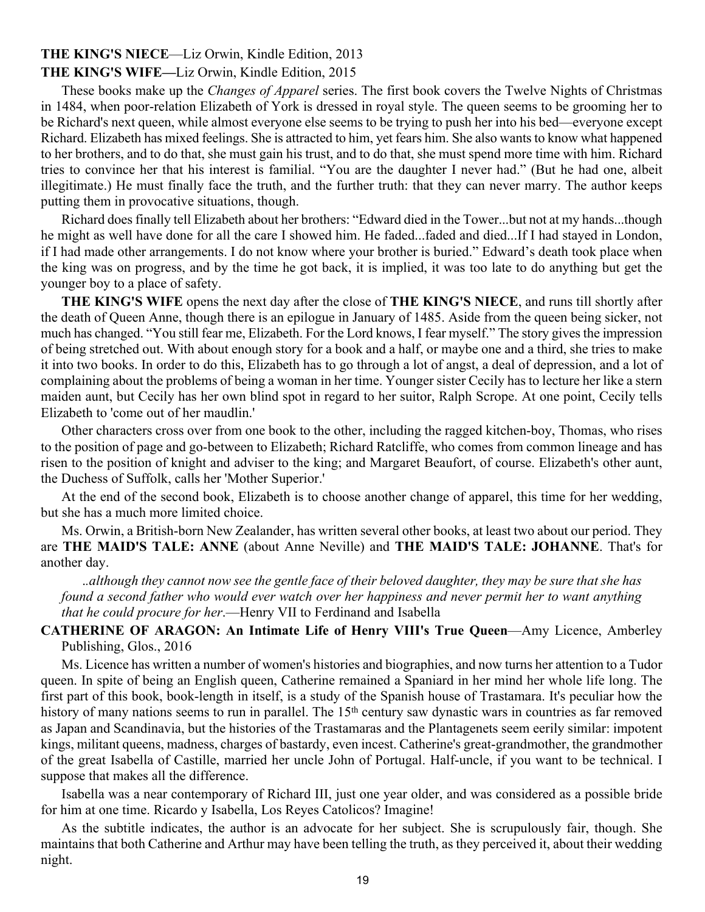**THE KING'S NIECE**—Liz Orwin, Kindle Edition, 2013

**THE KING'S WIFE—**Liz Orwin, Kindle Edition, 2015

These books make up the *Changes of Apparel* series. The first book covers the Twelve Nights of Christmas in 1484, when poor-relation Elizabeth of York is dressed in royal style. The queen seems to be grooming her to be Richard's next queen, while almost everyone else seems to be trying to push her into his bed—everyone except Richard. Elizabeth has mixed feelings. She is attracted to him, yet fears him. She also wants to know what happened to her brothers, and to do that, she must gain his trust, and to do that, she must spend more time with him. Richard tries to convince her that his interest is familial. "You are the daughter I never had." (But he had one, albeit illegitimate.) He must finally face the truth, and the further truth: that they can never marry. The author keeps putting them in provocative situations, though.

Richard does finally tell Elizabeth about her brothers: "Edward died in the Tower...but not at my hands...though he might as well have done for all the care I showed him. He faded...faded and died...If I had stayed in London, if I had made other arrangements. I do not know where your brother is buried." Edward's death took place when the king was on progress, and by the time he got back, it is implied, it was too late to do anything but get the younger boy to a place of safety.

**THE KING'S WIFE** opens the next day after the close of **THE KING'S NIECE**, and runs till shortly after the death of Queen Anne, though there is an epilogue in January of 1485. Aside from the queen being sicker, not much has changed. "You still fear me, Elizabeth. For the Lord knows, I fear myself." The story gives the impression of being stretched out. With about enough story for a book and a half, or maybe one and a third, she tries to make it into two books. In order to do this, Elizabeth has to go through a lot of angst, a deal of depression, and a lot of complaining about the problems of being a woman in her time. Younger sister Cecily has to lecture her like a stern maiden aunt, but Cecily has her own blind spot in regard to her suitor, Ralph Scrope. At one point, Cecily tells Elizabeth to 'come out of her maudlin.'

Other characters cross over from one book to the other, including the ragged kitchen-boy, Thomas, who rises to the position of page and go-between to Elizabeth; Richard Ratcliffe, who comes from common lineage and has risen to the position of knight and adviser to the king; and Margaret Beaufort, of course. Elizabeth's other aunt, the Duchess of Suffolk, calls her 'Mother Superior.'

At the end of the second book, Elizabeth is to choose another change of apparel, this time for her wedding, but she has a much more limited choice.

Ms. Orwin, a British-born New Zealander, has written several other books, at least two about our period. They are **THE MAID'S TALE: ANNE** (about Anne Neville) and **THE MAID'S TALE: JOHANNE**. That's for another day.

> *..although they cannot now see the gentle face of their beloved daughter, they may be sure that she has found a second father who would ever watch over her happiness and never permit her to want anything that he could procure for her*.—Henry VII to Ferdinand and Isabella

**CATHERINE OF ARAGON: An Intimate Life of Henry VIII's True Queen**—Amy Licence, Amberley Publishing, Glos., 2016

Ms. Licence has written a number of women's histories and biographies, and now turns her attention to a Tudor queen. In spite of being an English queen, Catherine remained a Spaniard in her mind her whole life long. The first part of this book, book-length in itself, is a study of the Spanish house of Trastamara. It's peculiar how the history of many nations seems to run in parallel. The 15th century saw dynastic wars in countries as far removed as Japan and Scandinavia, but the histories of the Trastamaras and the Plantagenets seem eerily similar: impotent kings, militant queens, madness, charges of bastardy, even incest. Catherine's great-grandmother, the grandmother of the great Isabella of Castille, married her uncle John of Portugal. Half-uncle, if you want to be technical. I suppose that makes all the difference.

Isabella was a near contemporary of Richard III, just one year older, and was considered as a possible bride for him at one time. Ricardo y Isabella, Los Reyes Catolicos? Imagine!

As the subtitle indicates, the author is an advocate for her subject. She is scrupulously fair, though. She maintains that both Catherine and Arthur may have been telling the truth, as they perceived it, about their wedding night.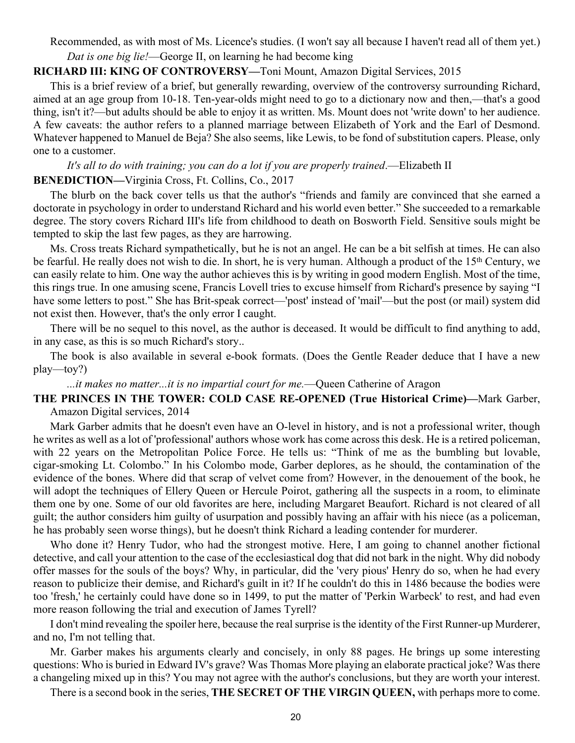Recommended, as with most of Ms. Licence's studies. (I won't say all because I haven't read all of them yet.)

*Dat is one big lie!*—George II, on learning he had become king

**RICHARD III: KING OF CONTROVERSY—**Toni Mount, Amazon Digital Services, 2015

This is a brief review of a brief, but generally rewarding, overview of the controversy surrounding Richard, aimed at an age group from 10-18. Ten-year-olds might need to go to a dictionary now and then,—that's a good thing, isn't it?—but adults should be able to enjoy it as written. Ms. Mount does not 'write down' to her audience. A few caveats: the author refers to a planned marriage between Elizabeth of York and the Earl of Desmond. Whatever happened to Manuel de Beja? She also seems, like Lewis, to be fond of substitution capers. Please, only one to a customer.

*It's all to do with training; you can do a lot if you are properly trained*.—Elizabeth II

**BENEDICTION—**Virginia Cross, Ft. Collins, Co., 2017

The blurb on the back cover tells us that the author's "friends and family are convinced that she earned a doctorate in psychology in order to understand Richard and his world even better." She succeeded to a remarkable degree. The story covers Richard III's life from childhood to death on Bosworth Field. Sensitive souls might be tempted to skip the last few pages, as they are harrowing.

Ms. Cross treats Richard sympathetically, but he is not an angel. He can be a bit selfish at times. He can also be fearful. He really does not wish to die. In short, he is very human. Although a product of the 15th Century, we can easily relate to him. One way the author achieves this is by writing in good modern English. Most of the time, this rings true. In one amusing scene, Francis Lovell tries to excuse himself from Richard's presence by saying "I have some letters to post." She has Brit-speak correct—'post' instead of 'mail'—but the post (or mail) system did not exist then. However, that's the only error I caught.

There will be no sequel to this novel, as the author is deceased. It would be difficult to find anything to add, in any case, as this is so much Richard's story..

The book is also available in several e-book formats. (Does the Gentle Reader deduce that I have a new play—toy?)

*...it makes no matter...it is no impartial court for me.*—Queen Catherine of Aragon

**THE PRINCES IN THE TOWER: COLD CASE RE-OPENED (True Historical Crime)—**Mark Garber, Amazon Digital services, 2014

Mark Garber admits that he doesn't even have an O-level in history, and is not a professional writer, though he writes as well as a lot of 'professional' authors whose work has come across this desk. He is a retired policeman, with 22 years on the Metropolitan Police Force. He tells us: "Think of me as the bumbling but lovable, cigar-smoking Lt. Colombo." In his Colombo mode, Garber deplores, as he should, the contamination of the evidence of the bones. Where did that scrap of velvet come from? However, in the denouement of the book, he will adopt the techniques of Ellery Queen or Hercule Poirot, gathering all the suspects in a room, to eliminate them one by one. Some of our old favorites are here, including Margaret Beaufort. Richard is not cleared of all guilt; the author considers him guilty of usurpation and possibly having an affair with his niece (as a policeman, he has probably seen worse things), but he doesn't think Richard a leading contender for murderer.

Who done it? Henry Tudor, who had the strongest motive. Here, I am going to channel another fictional detective, and call your attention to the case of the ecclesiastical dog that did not bark in the night. Why did nobody offer masses for the souls of the boys? Why, in particular, did the 'very pious' Henry do so, when he had every reason to publicize their demise, and Richard's guilt in it? If he couldn't do this in 1486 because the bodies were too 'fresh,' he certainly could have done so in 1499, to put the matter of 'Perkin Warbeck' to rest, and had even more reason following the trial and execution of James Tyrell?

I don't mind revealing the spoiler here, because the real surprise is the identity of the First Runner-up Murderer, and no, I'm not telling that.

Mr. Garber makes his arguments clearly and concisely, in only 88 pages. He brings up some interesting questions: Who is buried in Edward IV's grave? Was Thomas More playing an elaborate practical joke? Was there a changeling mixed up in this? You may not agree with the author's conclusions, but they are worth your interest.

There is a second book in the series, **THE SECRET OF THE VIRGIN QUEEN,** with perhaps more to come.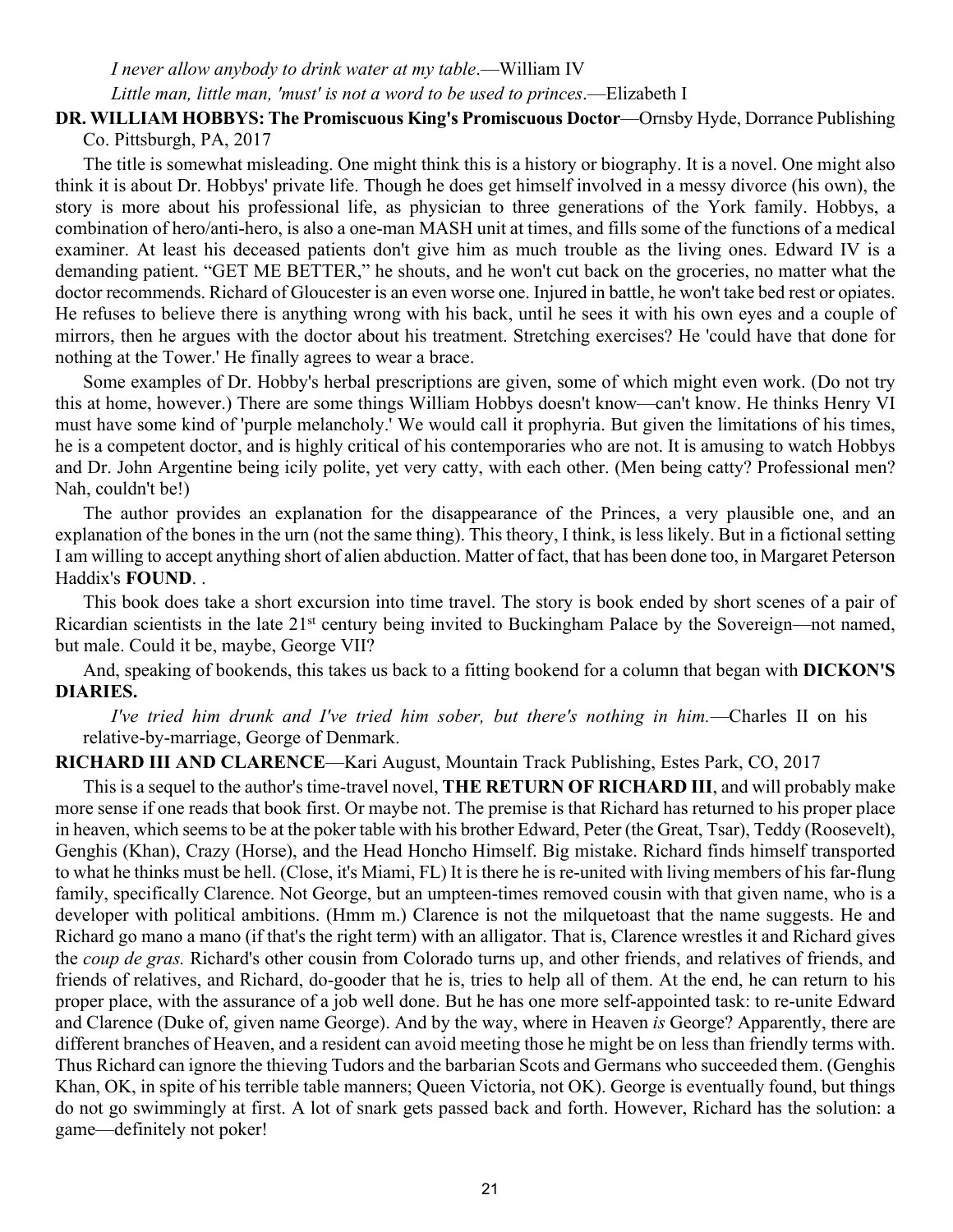*I never allow anybody to drink water at my table*.—William IV

*Little man, little man, 'must' is not a word to be used to princes*.—Elizabeth I

**DR. WILLIAM HOBBYS: The Promiscuous King's Promiscuous Doctor**—Ornsby Hyde, Dorrance Publishing Co. Pittsburgh, PA, 2017

The title is somewhat misleading. One might think this is a history or biography. It is a novel. One might also think it is about Dr. Hobbys' private life. Though he does get himself involved in a messy divorce (his own), the story is more about his professional life, as physician to three generations of the York family. Hobbys, a combination of hero/anti-hero, is also a one-man MASH unit at times, and fills some of the functions of a medical examiner. At least his deceased patients don't give him as much trouble as the living ones. Edward IV is a demanding patient. "GET ME BETTER," he shouts, and he won't cut back on the groceries, no matter what the doctor recommends. Richard of Gloucester is an even worse one. Injured in battle, he won't take bed rest or opiates. He refuses to believe there is anything wrong with his back, until he sees it with his own eyes and a couple of mirrors, then he argues with the doctor about his treatment. Stretching exercises? He 'could have that done for nothing at the Tower.' He finally agrees to wear a brace.

Some examples of Dr. Hobby's herbal prescriptions are given, some of which might even work. (Do not try this at home, however.) There are some things William Hobbys doesn't know—can't know. He thinks Henry VI must have some kind of 'purple melancholy.' We would call it prophyria. But given the limitations of his times, he is a competent doctor, and is highly critical of his contemporaries who are not. It is amusing to watch Hobbys and Dr. John Argentine being icily polite, yet very catty, with each other. (Men being catty? Professional men? Nah, couldn't be!)

The author provides an explanation for the disappearance of the Princes, a very plausible one, and an explanation of the bones in the urn (not the same thing). This theory, I think, is less likely. But in a fictional setting I am willing to accept anything short of alien abduction. Matter of fact, that has been done too, in Margaret Peterson Haddix's **FOUND**. .

This book does take a short excursion into time travel. The story is book ended by short scenes of a pair of Ricardian scientists in the late 21st century being invited to Buckingham Palace by the Sovereign—not named, but male. Could it be, maybe, George VII?

And, speaking of bookends, this takes us back to a fitting bookend for a column that began with **DICKON'S DIARIES.**

*I've tried him drunk and I've tried him sober, but there's nothing in him.*—Charles II on his relative-by-marriage, George of Denmark.

**RICHARD III AND CLARENCE**—Kari August, Mountain Track Publishing, Estes Park, CO, 2017

This is a sequel to the author's time-travel novel, **THE RETURN OF RICHARD III**, and will probably make more sense if one reads that book first. Or maybe not. The premise is that Richard has returned to his proper place in heaven, which seems to be at the poker table with his brother Edward, Peter (the Great, Tsar), Teddy (Roosevelt), Genghis (Khan), Crazy (Horse), and the Head Honcho Himself. Big mistake. Richard finds himself transported to what he thinks must be hell. (Close, it's Miami, FL) It is there he is re-united with living members of his far-flung family, specifically Clarence. Not George, but an umpteen-times removed cousin with that given name, who is a developer with political ambitions. (Hmm m.) Clarence is not the milquetoast that the name suggests. He and Richard go mano a mano (if that's the right term) with an alligator. That is, Clarence wrestles it and Richard gives the *coup de gras.* Richard's other cousin from Colorado turns up, and other friends, and relatives of friends, and friends of relatives, and Richard, do-gooder that he is, tries to help all of them. At the end, he can return to his proper place, with the assurance of a job well done. But he has one more self-appointed task: to re-unite Edward and Clarence (Duke of, given name George). And by the way, where in Heaven *is* George? Apparently, there are different branches of Heaven, and a resident can avoid meeting those he might be on less than friendly terms with. Thus Richard can ignore the thieving Tudors and the barbarian Scots and Germans who succeeded them. (Genghis Khan, OK, in spite of his terrible table manners; Queen Victoria, not OK). George is eventually found, but things do not go swimmingly at first. A lot of snark gets passed back and forth. However, Richard has the solution: a game—definitely not poker!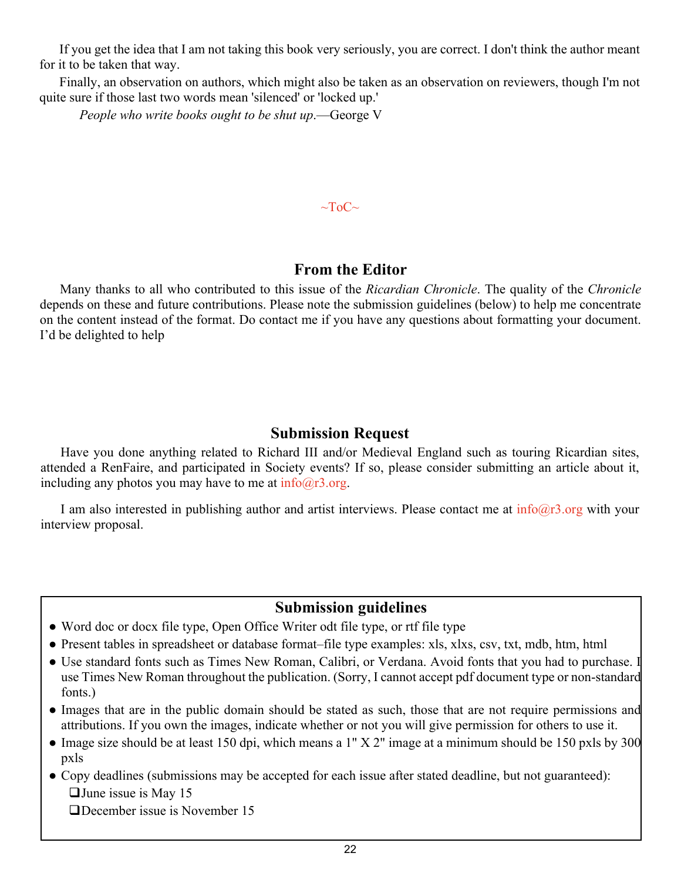If you get the idea that I am not taking this book very seriously, you are correct. I don't think the author meant for it to be taken that way.

Finally, an observation on authors, which might also be taken as an observation on reviewers, though I'm not quite sure if those last two words mean 'silenced' or 'locked up.'

*People who write books ought to be shut up*.—George V

~ToC~

## From the Editor

Many thanks to all who contributed to this issue of the *Ricardian Chronicle*. The quality of the *Chronicle* depends on these and future contributions. Please note the submission guidelines (below) to help me concentrate on the content instead of the format. Do contact me if you have any questions about formatting your document. I'd be delighted to help

## Submission Request

Have you done anything related to Richard III and/or Medieval England such as touring Ricardian sites, attended a RenFaire, and participated in Society events? If so, please consider submitting an article about it, including any photos you may have to me at info@r3.org.

I am also interested in publishing author and artist interviews. Please contact me at info@r3.org with your interview proposal.

## Submission guidelines

- Word doc or docx file type, Open Office Writer odt file type, or rtf file type
- Present tables in spreadsheet or database format–file type examples: xls, xlxs, csv, txt, mdb, htm, html
- Use standard fonts such as Times New Roman, Calibri, or Verdana. Avoid fonts that you had to purchase. I use Times New Roman throughout the publication. (Sorry, I cannot accept pdf document type or non-standard fonts.)
- Images that are in the public domain should be stated as such, those that are not require permissions and attributions. If you own the images, indicate whether or not you will give permission for others to use it.
- Image size should be at least 150 dpi, which means a 1" X 2" image at a minimum should be 150 pxls by 300 pxls
- Copy deadlines (submissions may be accepted for each issue after stated deadline, but not guaranteed):
  - June issue is May 15
  - December issue is November 15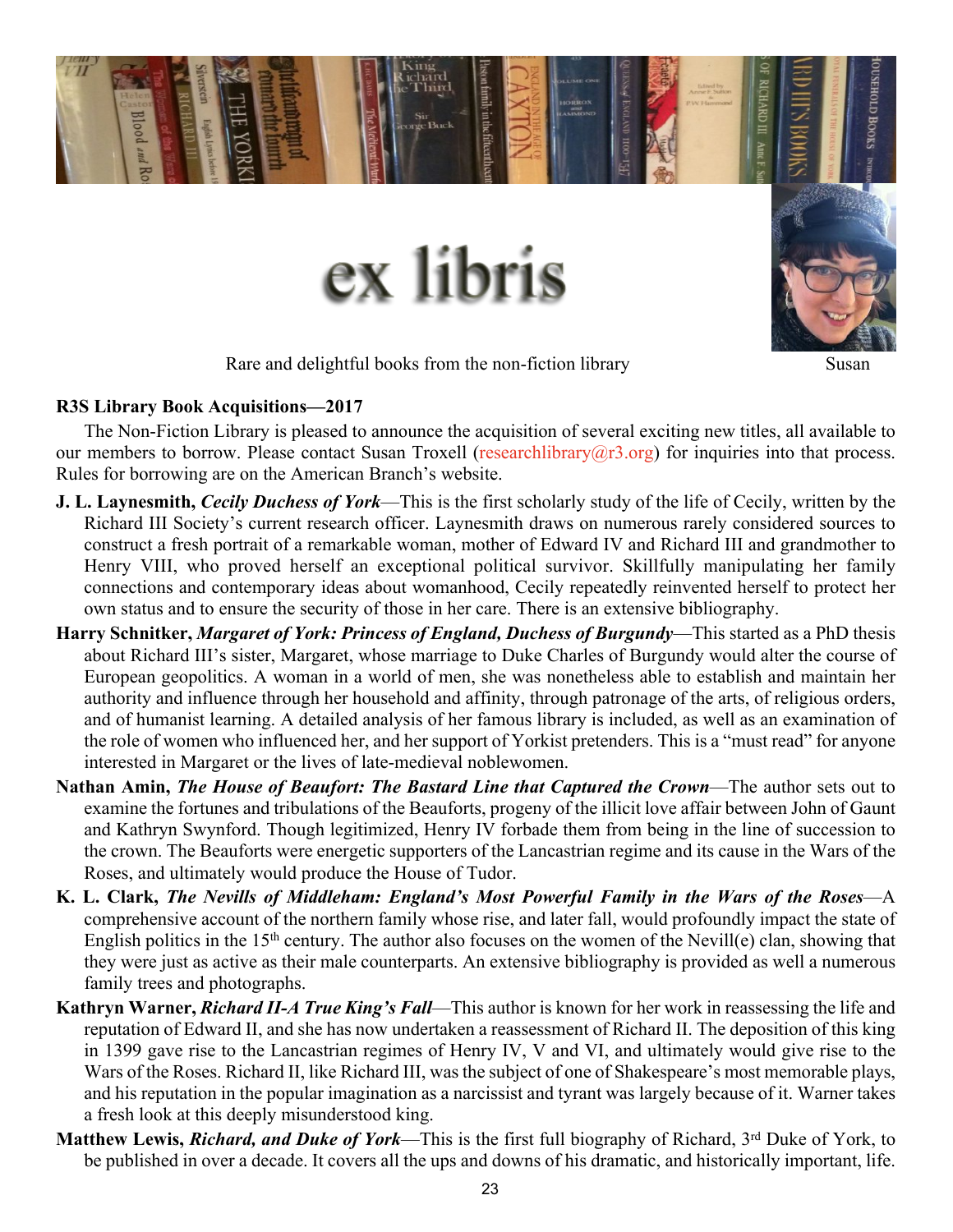# ex libris

Rare and delightful books from the non-fiction library

Susan

## R3S Library Book Acquisitions—2017

The Non-Fiction Library is pleased to announce the acquisition of several exciting new titles, all available to our members to borrow. Please contact Susan Troxell (researchlibrary@r3.org) for inquiries into that process. Rules for borrowing are on the American Branch's website.

- **J. L. Laynesmith, *Cecily Duchess of York***—This is the first scholarly study of the life of Cecily, written by the Richard III Society's current research officer. Laynesmith draws on numerous rarely considered sources to construct a fresh portrait of a remarkable woman, mother of Edward IV and Richard III and grandmother to Henry VIII, who proved herself an exceptional political survivor. Skillfully manipulating her family connections and contemporary ideas about womanhood, Cecily repeatedly reinvented herself to protect her own status and to ensure the security of those in her care. There is an extensive bibliography.
- **Harry Schnitker, *Margaret of York: Princess of England, Duchess of Burgundy***—This started as a PhD thesis about Richard III's sister, Margaret, whose marriage to Duke Charles of Burgundy would alter the course of European geopolitics. A woman in a world of men, she was nonetheless able to establish and maintain her authority and influence through her household and affinity, through patronage of the arts, of religious orders, and of humanist learning. A detailed analysis of her famous library is included, as well as an examination of the role of women who influenced her, and her support of Yorkist pretenders. This is a "must read" for anyone interested in Margaret or the lives of late-medieval noblewomen.
- **Nathan Amin, *The House of Beaufort: The Bastard Line that Captured the Crown***—The author sets out to examine the fortunes and tribulations of the Beauforts, progeny of the illicit love affair between John of Gaunt and Kathryn Swynford. Though legitimized, Henry IV forbade them from being in the line of succession to the crown. The Beauforts were energetic supporters of the Lancastrian regime and its cause in the Wars of the Roses, and ultimately would produce the House of Tudor.
- **K. L. Clark, *The Nevills of Middleham: England's Most Powerful Family in the Wars of the Roses***—A comprehensive account of the northern family whose rise, and later fall, would profoundly impact the state of English politics in the 15th century. The author also focuses on the women of the Nevill(e) clan, showing that they were just as active as their male counterparts. An extensive bibliography is provided as well a numerous family trees and photographs.
- **Kathryn Warner, *Richard II-A True King's Fall***—This author is known for her work in reassessing the life and reputation of Edward II, and she has now undertaken a reassessment of Richard II. The deposition of this king in 1399 gave rise to the Lancastrian regimes of Henry IV, V and VI, and ultimately would give rise to the Wars of the Roses. Richard II, like Richard III, was the subject of one of Shakespeare's most memorable plays, and his reputation in the popular imagination as a narcissist and tyrant was largely because of it. Warner takes a fresh look at this deeply misunderstood king.
- **Matthew Lewis, *Richard, and Duke of York***—This is the first full biography of Richard, 3rd Duke of York, to be published in over a decade. It covers all the ups and downs of his dramatic, and historically important, life.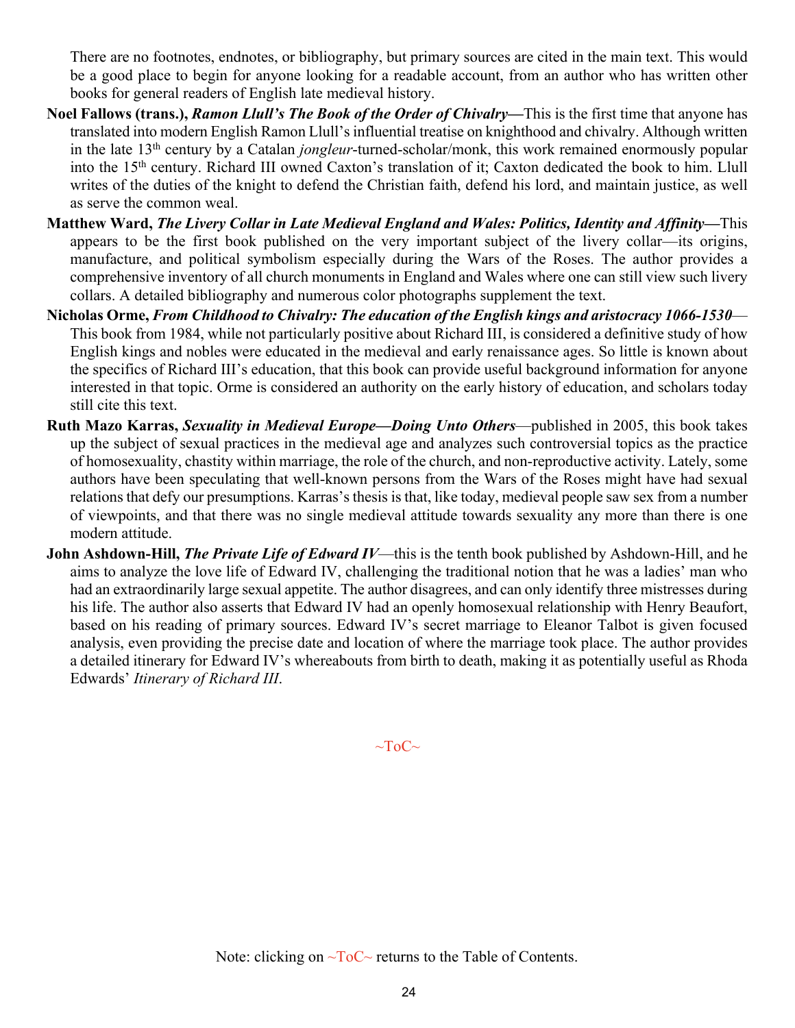There are no footnotes, endnotes, or bibliography, but primary sources are cited in the main text. This would be a good place to begin for anyone looking for a readable account, from an author who has written other books for general readers of English late medieval history.

**Noel Fallows (trans.), *Ramon Llull's The Book of the Order of Chivalry*—**This is the first time that anyone has translated into modern English Ramon Llull's influential treatise on knighthood and chivalry. Although written in the late 13th century by a Catalan *jongleur*-turned-scholar/monk, this work remained enormously popular into the 15th century. Richard III owned Caxton's translation of it; Caxton dedicated the book to him. Llull writes of the duties of the knight to defend the Christian faith, defend his lord, and maintain justice, as well as serve the common weal.

**Matthew Ward, *The Livery Collar in Late Medieval England and Wales: Politics, Identity and Affinity*—**This appears to be the first book published on the very important subject of the livery collar—its origins, manufacture, and political symbolism especially during the Wars of the Roses. The author provides a comprehensive inventory of all church monuments in England and Wales where one can still view such livery collars. A detailed bibliography and numerous color photographs supplement the text.

**Nicholas Orme, *From Childhood to Chivalry: The education of the English kings and aristocracy 1066-1530***—This book from 1984, while not particularly positive about Richard III, is considered a definitive study of how English kings and nobles were educated in the medieval and early renaissance ages. So little is known about the specifics of Richard III's education, that this book can provide useful background information for anyone interested in that topic. Orme is considered an authority on the early history of education, and scholars today still cite this text.

**Ruth Mazo Karras, *Sexuality in Medieval Europe—Doing Unto Others***—published in 2005, this book takes up the subject of sexual practices in the medieval age and analyzes such controversial topics as the practice of homosexuality, chastity within marriage, the role of the church, and non-reproductive activity. Lately, some authors have been speculating that well-known persons from the Wars of the Roses might have had sexual relations that defy our presumptions. Karras's thesis is that, like today, medieval people saw sex from a number of viewpoints, and that there was no single medieval attitude towards sexuality any more than there is one modern attitude.

**John Ashdown-Hill, *The Private Life of Edward IV***—this is the tenth book published by Ashdown-Hill, and he aims to analyze the love life of Edward IV, challenging the traditional notion that he was a ladies' man who had an extraordinarily large sexual appetite. The author disagrees, and can only identify three mistresses during his life. The author also asserts that Edward IV had an openly homosexual relationship with Henry Beaufort, based on his reading of primary sources. Edward IV's secret marriage to Eleanor Talbot is given focused analysis, even providing the precise date and location of where the marriage took place. The author provides a detailed itinerary for Edward IV's whereabouts from birth to death, making it as potentially useful as Rhoda Edwards' *Itinerary of Richard III*.

~ToC~

Note: clicking on ~ToC~ returns to the Table of Contents.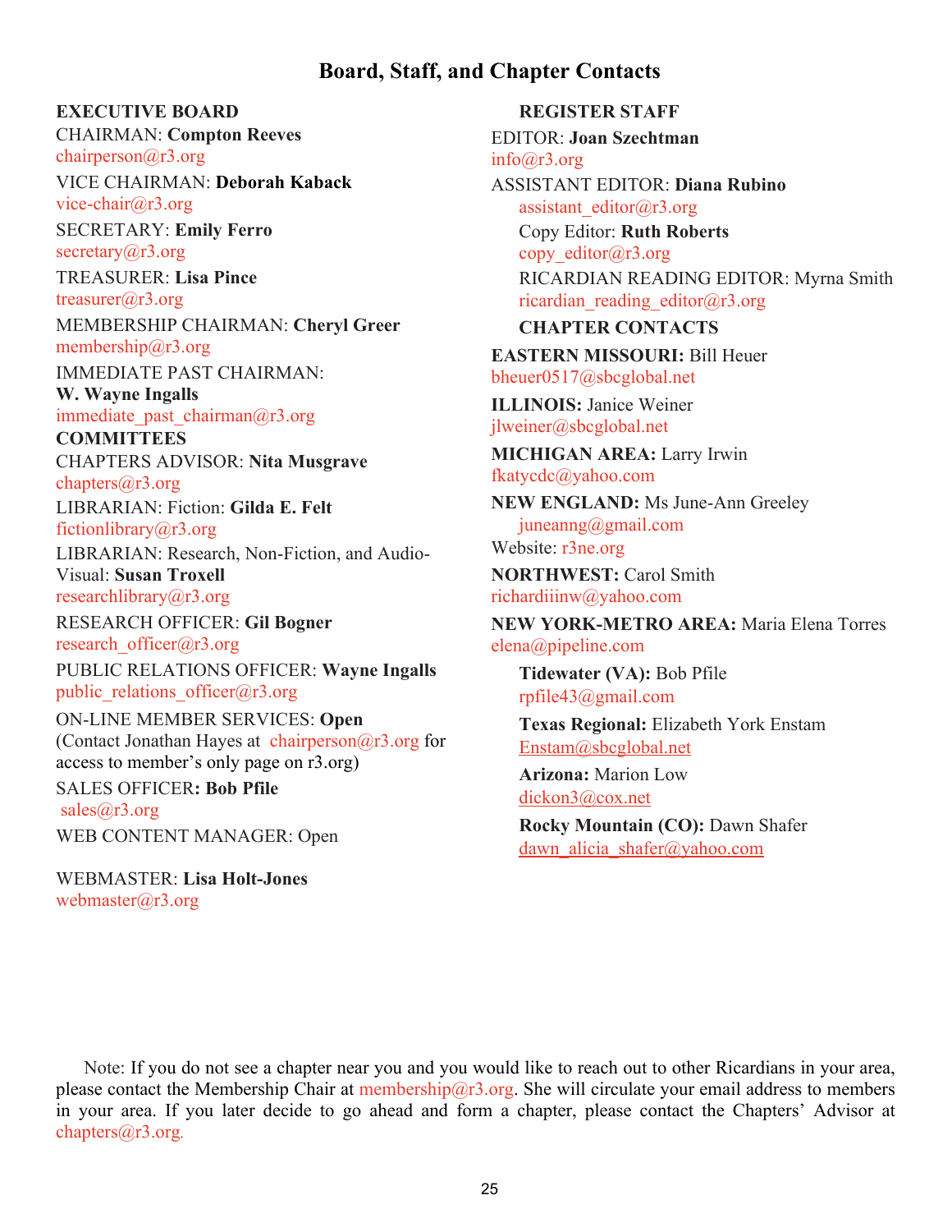# Board, Staff, and Chapter Contacts

**EXECUTIVE BOARD**

CHAIRMAN: **Compton Reeves**
chairperson@r3.org

VICE CHAIRMAN: **Deborah Kaback**
vice-chair@r3.org

SECRETARY: **Emily Ferro**
secretary@r3.org

TREASURER: **Lisa Pince**
treasurer@r3.org

MEMBERSHIP CHAIRMAN: **Cheryl Greer**
membership@r3.org

IMMEDIATE PAST CHAIRMAN:
**W. Wayne Ingalls**
immediate_past_chairman@r3.org

**COMMITTEES**

CHAPTERS ADVISOR: **Nita Musgrave**
chapters@r3.org

LIBRARIAN: Fiction: **Gilda E. Felt**
fictionlibrary@r3.org

LIBRARIAN: Research, Non-Fiction, and Audio-Visual: **Susan Troxell**
researchlibrary@r3.org

RESEARCH OFFICER: **Gil Bogner**
research_officer@r3.org

PUBLIC RELATIONS OFFICER: **Wayne Ingalls**
public_relations_officer@r3.org

ON-LINE MEMBER SERVICES: **Open**
(Contact Jonathan Hayes at chairperson@r3.org for access to member's only page on r3.org)

SALES OFFICER**: Bob Pfile**
sales@r3.org

WEB CONTENT MANAGER: Open

WEBMASTER: **Lisa Holt-Jones**
webmaster@r3.org

**REGISTER STAFF**

EDITOR: **Joan Szechtman**
info@r3.org

ASSISTANT EDITOR: **Diana Rubino**
assistant_editor@r3.org

Copy Editor: **Ruth Roberts**
copy_editor@r3.org

RICARDIAN READING EDITOR: Myrna Smith
ricardian_reading_editor@r3.org

**CHAPTER CONTACTS**

**EASTERN MISSOURI:** Bill Heuer
bheuer0517@sbcglobal.net

**ILLINOIS:** Janice Weiner
jlweiner@sbcglobal.net

**MICHIGAN AREA:** Larry Irwin
fkatycdc@yahoo.com

**NEW ENGLAND:** Ms June-Ann Greeley
juneanng@gmail.com
Website: r3ne.org

**NORTHWEST:** Carol Smith
richardiiinw@yahoo.com

**NEW YORK-METRO AREA:** Maria Elena Torres
elena@pipeline.com

**Tidewater (VA):** Bob Pfile
rpfile43@gmail.com

**Texas Regional:** Elizabeth York Enstam
Enstam@sbcglobal.net

**Arizona:** Marion Low
dickon3@cox.net

**Rocky Mountain (CO):** Dawn Shafer
dawn_alicia_shafer@yahoo.com

Note: If you do not see a chapter near you and you would like to reach out to other Ricardians in your area, please contact the Membership Chair at membership@r3.org. She will circulate your email address to members in your area. If you later decide to go ahead and form a chapter, please contact the Chapters' Advisor at chapters@r3.org.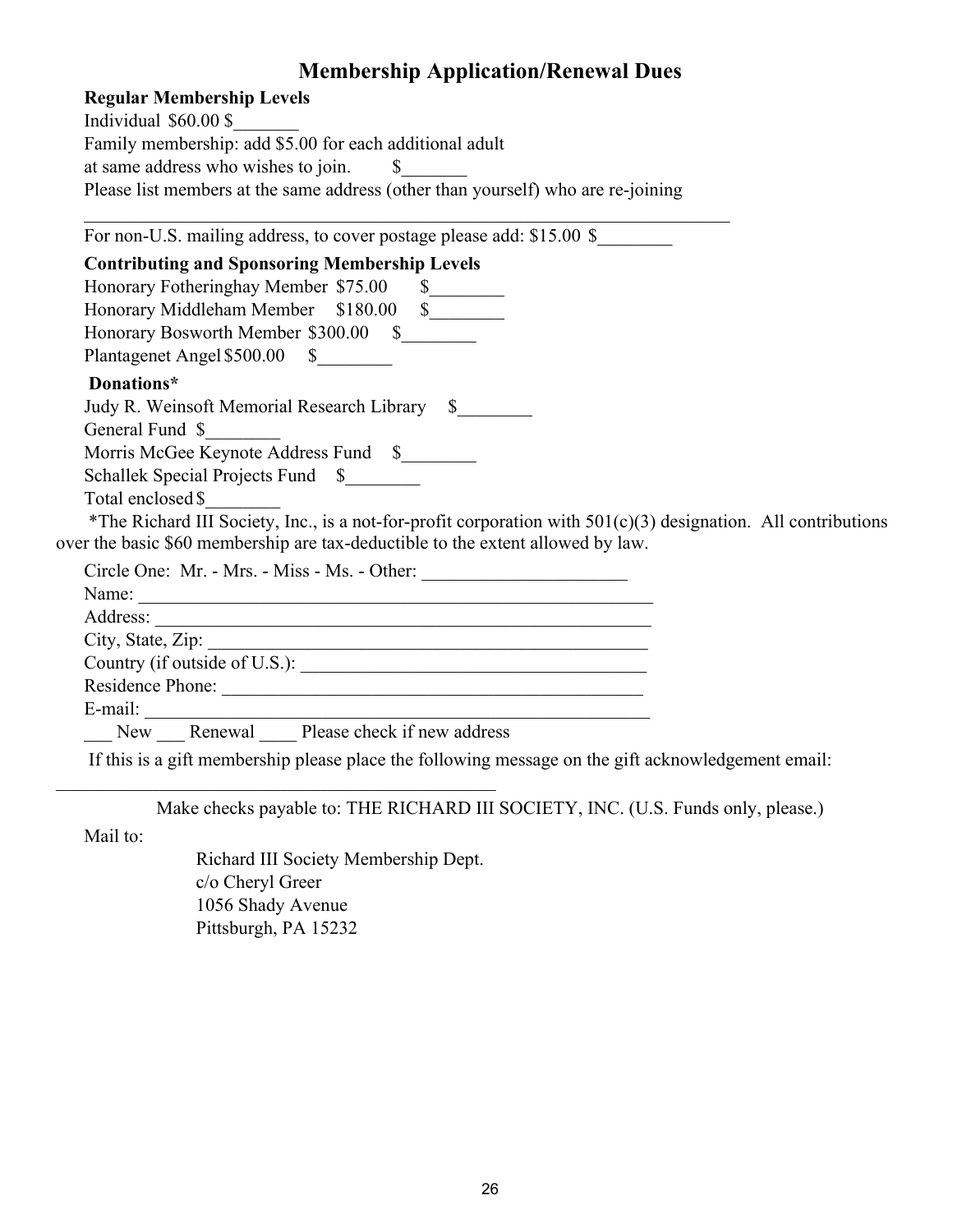# Membership Application/Renewal Dues

**Regular Membership Levels**

Individual $60.00 $_______

Family membership: add $5.00 for each additional adult
at same address who wishes to join. $_______

Please list members at the same address (other than yourself) who are re-joining

_______________________________________________________________________

For non-U.S. mailing address, to cover postage please add: $15.00 $________

**Contributing and Sponsoring Membership Levels**

Honorary Fotheringhay Member $75.00 $________

Honorary Middleham Member $180.00 $________

Honorary Bosworth Member $300.00 $________

Plantagenet Angel $500.00 $________

**Donations***

Judy R. Weinsoft Memorial Research Library $________

General Fund $________

Morris McGee Keynote Address Fund $________

Schallek Special Projects Fund $________

Total enclosed $________

*The Richard III Society, Inc., is a not-for-profit corporation with 501(c)(3) designation. All contributions over the basic $60 membership are tax-deductible to the extent allowed by law.

Circle One: Mr. - Mrs. - Miss - Ms. - Other: ______________________

Name: __________________________________________________________

Address: ________________________________________________________

City, State, Zip: __________________________________________________

Country (if outside of U.S.): ______________________________________

Residence Phone: _________________________________________________

E-mail: __________________________________________________________

___ New ___ Renewal ____ Please check if new address

If this is a gift membership please place the following message on the gift acknowledgement email:

_________________________________________________

Make checks payable to: THE RICHARD III SOCIETY, INC. (U.S. Funds only, please.)

Mail to:

Richard III Society Membership Dept.
c/o Cheryl Greer
1056 Shady Avenue
Pittsburgh, PA 15232